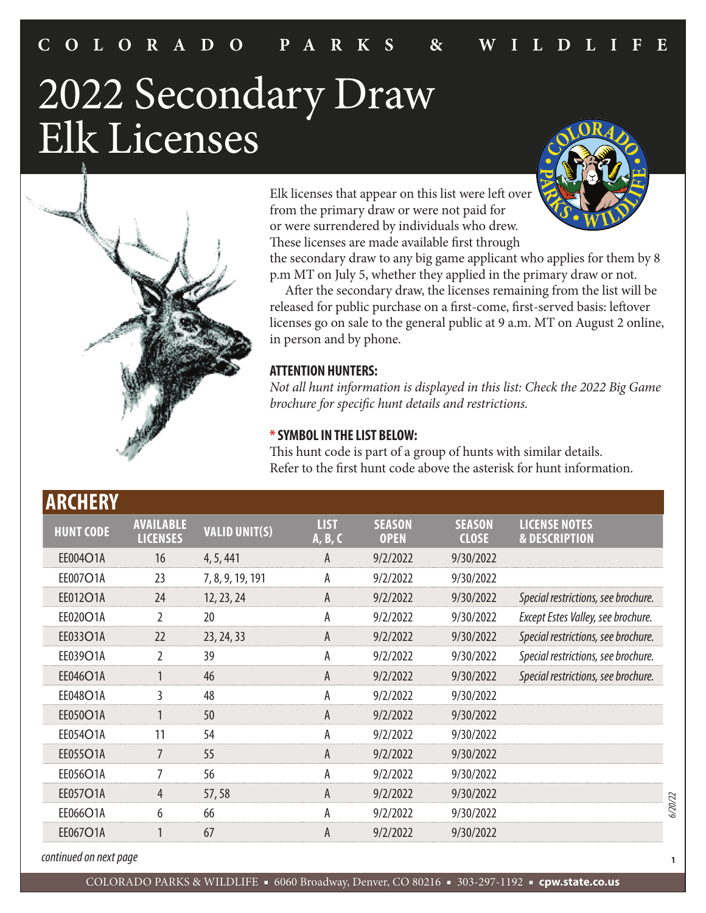COLORADO PARKS & WILDLIFE

# 2022 Secondary Draw Elk Licenses

Elk licenses that appear on this list were left over from the primary draw or were not paid for or were surrendered by individuals who drew. These licenses are made available first through the secondary draw to any big game applicant who applies for them by 8 p.m MT on July 5, whether they applied in the primary draw or not.

After the secondary draw, the licenses remaining from the list will be released for public purchase on a first-come, first-served basis: leftover licenses go on sale to the general public at 9 a.m. MT on August 2 online, in person and by phone.

**ATTENTION HUNTERS:**

*Not all hunt information is displayed in this list: Check the 2022 Big Game brochure for specific hunt details and restrictions.*

**\* SYMBOL IN THE LIST BELOW:**

This hunt code is part of a group of hunts with similar details. Refer to the first hunt code above the asterisk for hunt information.

## ARCHERY

| HUNT CODE | AVAILABLE LICENSES | VALID UNIT(S) | LIST A, B, C | SEASON OPEN | SEASON CLOSE | LICENSE NOTES & DESCRIPTION |
|---|---|---|---|---|---|---|
| EE004O1A | 16 | 4, 5, 441 | A | 9/2/2022 | 9/30/2022 | |
| EE007O1A | 23 | 7, 8, 9, 19, 191 | A | 9/2/2022 | 9/30/2022 | |
| EE012O1A | 24 | 12, 23, 24 | A | 9/2/2022 | 9/30/2022 | *Special restrictions, see brochure.* |
| EE020O1A | 2 | 20 | A | 9/2/2022 | 9/30/2022 | *Except Estes Valley, see brochure.* |
| EE033O1A | 22 | 23, 24, 33 | A | 9/2/2022 | 9/30/2022 | *Special restrictions, see brochure.* |
| EE039O1A | 2 | 39 | A | 9/2/2022 | 9/30/2022 | *Special restrictions, see brochure.* |
| EE046O1A | 1 | 46 | A | 9/2/2022 | 9/30/2022 | *Special restrictions, see brochure.* |
| EE048O1A | 3 | 48 | A | 9/2/2022 | 9/30/2022 | |
| EE050O1A | 1 | 50 | A | 9/2/2022 | 9/30/2022 | |
| EE054O1A | 11 | 54 | A | 9/2/2022 | 9/30/2022 | |
| EE055O1A | 7 | 55 | A | 9/2/2022 | 9/30/2022 | |
| EE056O1A | 7 | 56 | A | 9/2/2022 | 9/30/2022 | |
| EE057O1A | 4 | 57, 58 | A | 9/2/2022 | 9/30/2022 | |
| EE066O1A | 6 | 66 | A | 9/2/2022 | 9/30/2022 | |
| EE067O1A | 1 | 67 | A | 9/2/2022 | 9/30/2022 | |

*continued on next page*

6/20/22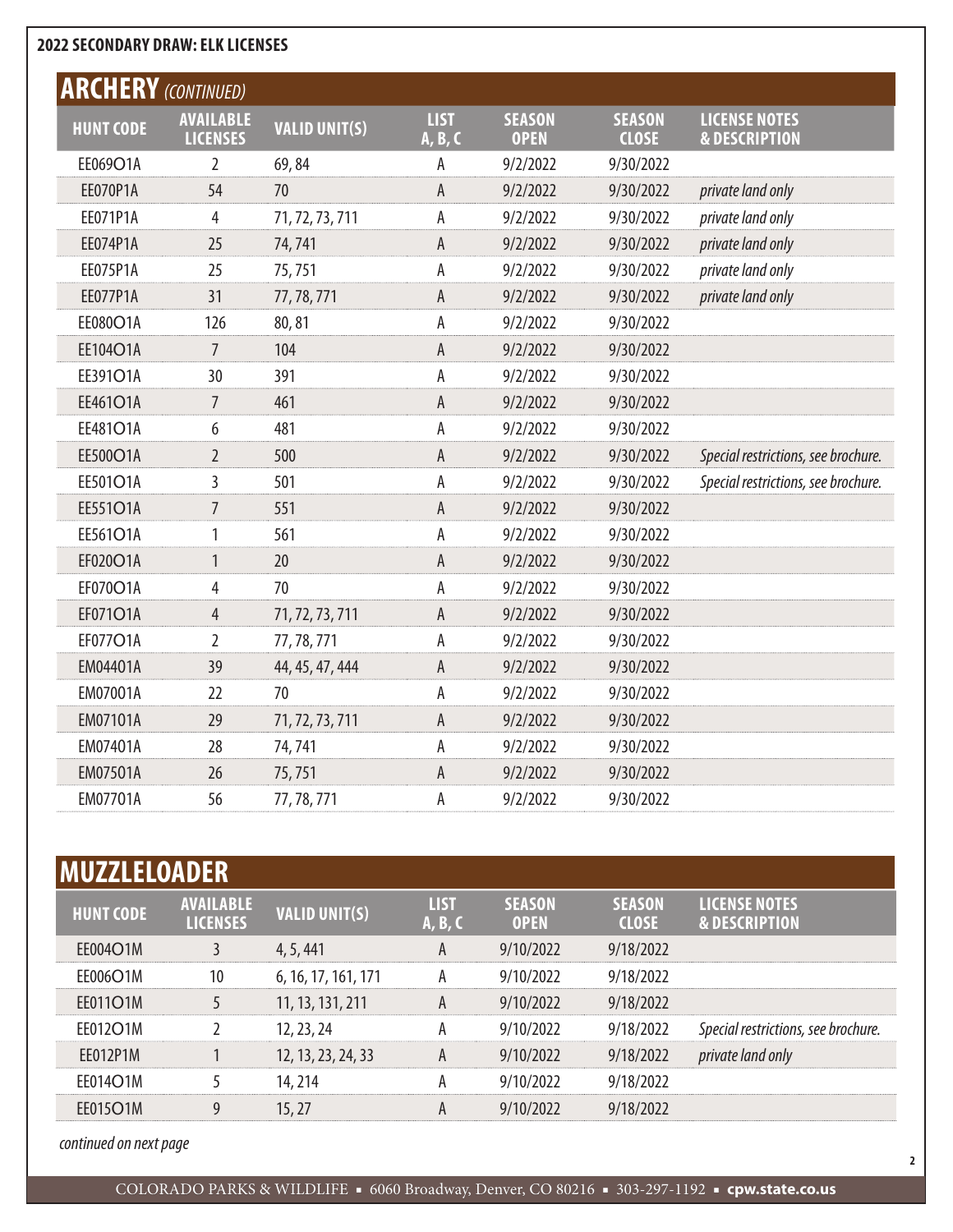**2022 SECONDARY DRAW: ELK LICENSES**

## ARCHERY *(CONTINUED)*

| HUNT CODE | AVAILABLE LICENSES | VALID UNIT(S) | LIST A, B, C | SEASON OPEN | SEASON CLOSE | LICENSE NOTES & DESCRIPTION |
|---|---|---|---|---|---|---|
| EE069O1A | 2 | 69, 84 | A | 9/2/2022 | 9/30/2022 | |
| EE070P1A | 54 | 70 | A | 9/2/2022 | 9/30/2022 | *private land only* |
| EE071P1A | 4 | 71, 72, 73, 711 | A | 9/2/2022 | 9/30/2022 | *private land only* |
| EE074P1A | 25 | 74, 741 | A | 9/2/2022 | 9/30/2022 | *private land only* |
| EE075P1A | 25 | 75, 751 | A | 9/2/2022 | 9/30/2022 | *private land only* |
| EE077P1A | 31 | 77, 78, 771 | A | 9/2/2022 | 9/30/2022 | *private land only* |
| EE080O1A | 126 | 80, 81 | A | 9/2/2022 | 9/30/2022 | |
| EE104O1A | 7 | 104 | A | 9/2/2022 | 9/30/2022 | |
| EE391O1A | 30 | 391 | A | 9/2/2022 | 9/30/2022 | |
| EE461O1A | 7 | 461 | A | 9/2/2022 | 9/30/2022 | |
| EE481O1A | 6 | 481 | A | 9/2/2022 | 9/30/2022 | |
| EE500O1A | 2 | 500 | A | 9/2/2022 | 9/30/2022 | *Special restrictions, see brochure.* |
| EE501O1A | 3 | 501 | A | 9/2/2022 | 9/30/2022 | *Special restrictions, see brochure.* |
| EE551O1A | 7 | 551 | A | 9/2/2022 | 9/30/2022 | |
| EE561O1A | 1 | 561 | A | 9/2/2022 | 9/30/2022 | |
| EF020O1A | 1 | 20 | A | 9/2/2022 | 9/30/2022 | |
| EF070O1A | 4 | 70 | A | 9/2/2022 | 9/30/2022 | |
| EF071O1A | 4 | 71, 72, 73, 711 | A | 9/2/2022 | 9/30/2022 | |
| EF077O1A | 2 | 77, 78, 771 | A | 9/2/2022 | 9/30/2022 | |
| EM044O1A | 39 | 44, 45, 47, 444 | A | 9/2/2022 | 9/30/2022 | |
| EM070O1A | 22 | 70 | A | 9/2/2022 | 9/30/2022 | |
| EM071O1A | 29 | 71, 72, 73, 711 | A | 9/2/2022 | 9/30/2022 | |
| EM074O1A | 28 | 74, 741 | A | 9/2/2022 | 9/30/2022 | |
| EM075O1A | 26 | 75, 751 | A | 9/2/2022 | 9/30/2022 | |
| EM077O1A | 56 | 77, 78, 771 | A | 9/2/2022 | 9/30/2022 | |

## MUZZLELOADER

| HUNT CODE | AVAILABLE LICENSES | VALID UNIT(S) | LIST A, B, C | SEASON OPEN | SEASON CLOSE | LICENSE NOTES & DESCRIPTION |
|---|---|---|---|---|---|---|
| EE004O1M | 3 | 4, 5, 441 | A | 9/10/2022 | 9/18/2022 | |
| EE006O1M | 10 | 6, 16, 17, 161, 171 | A | 9/10/2022 | 9/18/2022 | |
| EE011O1M | 5 | 11, 13, 131, 211 | A | 9/10/2022 | 9/18/2022 | |
| EE012O1M | 2 | 12, 23, 24 | A | 9/10/2022 | 9/18/2022 | *Special restrictions, see brochure.* |
| EE012P1M | 1 | 12, 13, 23, 24, 33 | A | 9/10/2022 | 9/18/2022 | *private land only* |
| EE014O1M | 5 | 14, 214 | A | 9/10/2022 | 9/18/2022 | |
| EE015O1M | 9 | 15, 27 | A | 9/10/2022 | 9/18/2022 | |

*continued on next page*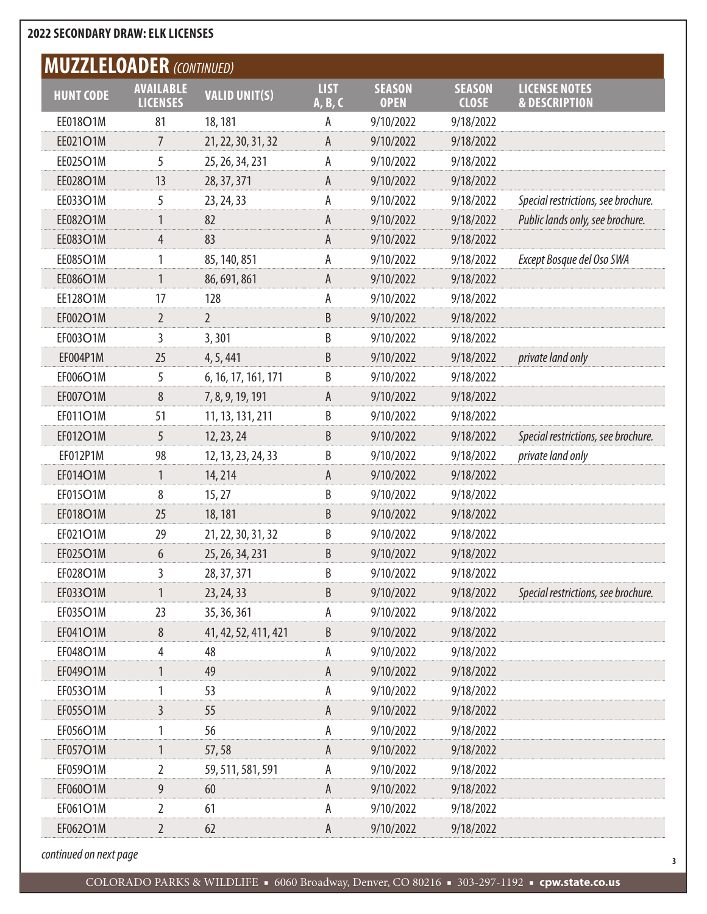**2022 SECONDARY DRAW: ELK LICENSES**

## MUZZLELOADER *(CONTINUED)*

| HUNT CODE | AVAILABLE LICENSES | VALID UNIT(S) | LIST A, B, C | SEASON OPEN | SEASON CLOSE | LICENSE NOTES & DESCRIPTION |
|---|---|---|---|---|---|---|
| EE018O1M | 81 | 18, 181 | A | 9/10/2022 | 9/18/2022 | |
| EE021O1M | 7 | 21, 22, 30, 31, 32 | A | 9/10/2022 | 9/18/2022 | |
| EE025O1M | 5 | 25, 26, 34, 231 | A | 9/10/2022 | 9/18/2022 | |
| EE028O1M | 13 | 28, 37, 371 | A | 9/10/2022 | 9/18/2022 | |
| EE033O1M | 5 | 23, 24, 33 | A | 9/10/2022 | 9/18/2022 | *Special restrictions, see brochure.* |
| EE082O1M | 1 | 82 | A | 9/10/2022 | 9/18/2022 | *Public lands only, see brochure.* |
| EE083O1M | 4 | 83 | A | 9/10/2022 | 9/18/2022 | |
| EE085O1M | 1 | 85, 140, 851 | A | 9/10/2022 | 9/18/2022 | *Except Bosque del Oso SWA* |
| EE086O1M | 1 | 86, 691, 861 | A | 9/10/2022 | 9/18/2022 | |
| EE128O1M | 17 | 128 | A | 9/10/2022 | 9/18/2022 | |
| EF002O1M | 2 | 2 | B | 9/10/2022 | 9/18/2022 | |
| EF003O1M | 3 | 3, 301 | B | 9/10/2022 | 9/18/2022 | |
| EF004P1M | 25 | 4, 5, 441 | B | 9/10/2022 | 9/18/2022 | *private land only* |
| EF006O1M | 5 | 6, 16, 17, 161, 171 | B | 9/10/2022 | 9/18/2022 | |
| EF007O1M | 8 | 7, 8, 9, 19, 191 | A | 9/10/2022 | 9/18/2022 | |
| EF011O1M | 51 | 11, 13, 131, 211 | B | 9/10/2022 | 9/18/2022 | |
| EF012O1M | 5 | 12, 23, 24 | B | 9/10/2022 | 9/18/2022 | *Special restrictions, see brochure.* |
| EF012P1M | 98 | 12, 13, 23, 24, 33 | B | 9/10/2022 | 9/18/2022 | *private land only* |
| EF014O1M | 1 | 14, 214 | A | 9/10/2022 | 9/18/2022 | |
| EF015O1M | 8 | 15, 27 | B | 9/10/2022 | 9/18/2022 | |
| EF018O1M | 25 | 18, 181 | B | 9/10/2022 | 9/18/2022 | |
| EF021O1M | 29 | 21, 22, 30, 31, 32 | B | 9/10/2022 | 9/18/2022 | |
| EF025O1M | 6 | 25, 26, 34, 231 | B | 9/10/2022 | 9/18/2022 | |
| EF028O1M | 3 | 28, 37, 371 | B | 9/10/2022 | 9/18/2022 | |
| EF033O1M | 1 | 23, 24, 33 | B | 9/10/2022 | 9/18/2022 | *Special restrictions, see brochure.* |
| EF035O1M | 23 | 35, 36, 361 | A | 9/10/2022 | 9/18/2022 | |
| EF041O1M | 8 | 41, 42, 52, 411, 421 | B | 9/10/2022 | 9/18/2022 | |
| EF048O1M | 4 | 48 | A | 9/10/2022 | 9/18/2022 | |
| EF049O1M | 1 | 49 | A | 9/10/2022 | 9/18/2022 | |
| EF053O1M | 1 | 53 | A | 9/10/2022 | 9/18/2022 | |
| EF055O1M | 3 | 55 | A | 9/10/2022 | 9/18/2022 | |
| EF056O1M | 1 | 56 | A | 9/10/2022 | 9/18/2022 | |
| EF057O1M | 1 | 57, 58 | A | 9/10/2022 | 9/18/2022 | |
| EF059O1M | 2 | 59, 511, 581, 591 | A | 9/10/2022 | 9/18/2022 | |
| EF060O1M | 9 | 60 | A | 9/10/2022 | 9/18/2022 | |
| EF061O1M | 2 | 61 | A | 9/10/2022 | 9/18/2022 | |
| EF062O1M | 2 | 62 | A | 9/10/2022 | 9/18/2022 | |

*continued on next page*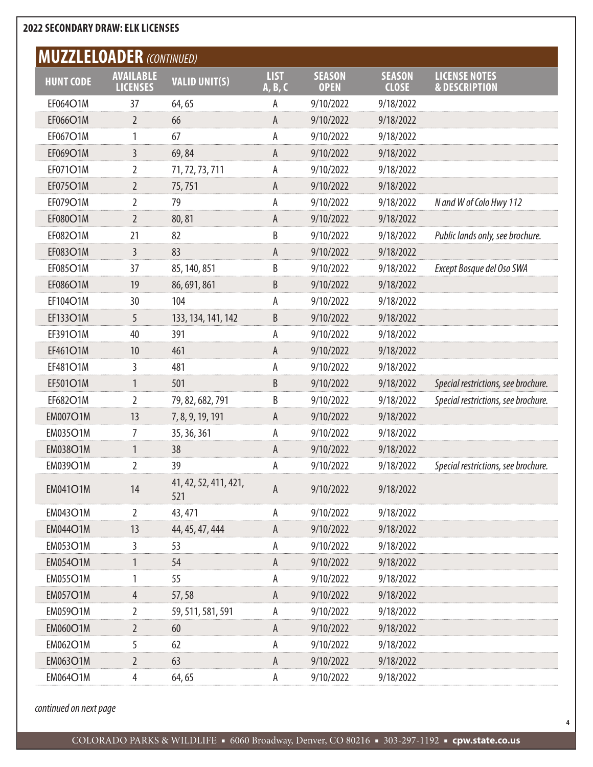**2022 SECONDARY DRAW: ELK LICENSES**

## MUZZLELOADER *(CONTINUED)*

| HUNT CODE | AVAILABLE LICENSES | VALID UNIT(S) | LIST A, B, C | SEASON OPEN | SEASON CLOSE | LICENSE NOTES & DESCRIPTION |
|---|---|---|---|---|---|---|
| EF064O1M | 37 | 64, 65 | A | 9/10/2022 | 9/18/2022 | |
| EF066O1M | 2 | 66 | A | 9/10/2022 | 9/18/2022 | |
| EF067O1M | 1 | 67 | A | 9/10/2022 | 9/18/2022 | |
| EF069O1M | 3 | 69, 84 | A | 9/10/2022 | 9/18/2022 | |
| EF071O1M | 2 | 71, 72, 73, 711 | A | 9/10/2022 | 9/18/2022 | |
| EF075O1M | 2 | 75, 751 | A | 9/10/2022 | 9/18/2022 | |
| EF079O1M | 2 | 79 | A | 9/10/2022 | 9/18/2022 | *N and W of Colo Hwy 112* |
| EF080O1M | 2 | 80, 81 | A | 9/10/2022 | 9/18/2022 | |
| EF082O1M | 21 | 82 | B | 9/10/2022 | 9/18/2022 | *Public lands only, see brochure.* |
| EF083O1M | 3 | 83 | A | 9/10/2022 | 9/18/2022 | |
| EF085O1M | 37 | 85, 140, 851 | B | 9/10/2022 | 9/18/2022 | *Except Bosque del Oso SWA* |
| EF086O1M | 19 | 86, 691, 861 | B | 9/10/2022 | 9/18/2022 | |
| EF104O1M | 30 | 104 | A | 9/10/2022 | 9/18/2022 | |
| EF133O1M | 5 | 133, 134, 141, 142 | B | 9/10/2022 | 9/18/2022 | |
| EF391O1M | 40 | 391 | A | 9/10/2022 | 9/18/2022 | |
| EF461O1M | 10 | 461 | A | 9/10/2022 | 9/18/2022 | |
| EF481O1M | 3 | 481 | A | 9/10/2022 | 9/18/2022 | |
| EF501O1M | 1 | 501 | B | 9/10/2022 | 9/18/2022 | *Special restrictions, see brochure.* |
| EF682O1M | 2 | 79, 82, 682, 791 | B | 9/10/2022 | 9/18/2022 | *Special restrictions, see brochure.* |
| EM007O1M | 13 | 7, 8, 9, 19, 191 | A | 9/10/2022 | 9/18/2022 | |
| EM035O1M | 7 | 35, 36, 361 | A | 9/10/2022 | 9/18/2022 | |
| EM038O1M | 1 | 38 | A | 9/10/2022 | 9/18/2022 | |
| EM039O1M | 2 | 39 | A | 9/10/2022 | 9/18/2022 | *Special restrictions, see brochure.* |
| EM041O1M | 14 | 41, 42, 52, 411, 421, 521 | A | 9/10/2022 | 9/18/2022 | |
| EM043O1M | 2 | 43, 471 | A | 9/10/2022 | 9/18/2022 | |
| EM044O1M | 13 | 44, 45, 47, 444 | A | 9/10/2022 | 9/18/2022 | |
| EM053O1M | 3 | 53 | A | 9/10/2022 | 9/18/2022 | |
| EM054O1M | 1 | 54 | A | 9/10/2022 | 9/18/2022 | |
| EM055O1M | 1 | 55 | A | 9/10/2022 | 9/18/2022 | |
| EM057O1M | 4 | 57, 58 | A | 9/10/2022 | 9/18/2022 | |
| EM059O1M | 2 | 59, 511, 581, 591 | A | 9/10/2022 | 9/18/2022 | |
| EM060O1M | 2 | 60 | A | 9/10/2022 | 9/18/2022 | |
| EM062O1M | 5 | 62 | A | 9/10/2022 | 9/18/2022 | |
| EM063O1M | 2 | 63 | A | 9/10/2022 | 9/18/2022 | |
| EM064O1M | 4 | 64, 65 | A | 9/10/2022 | 9/18/2022 | |

*continued on next page*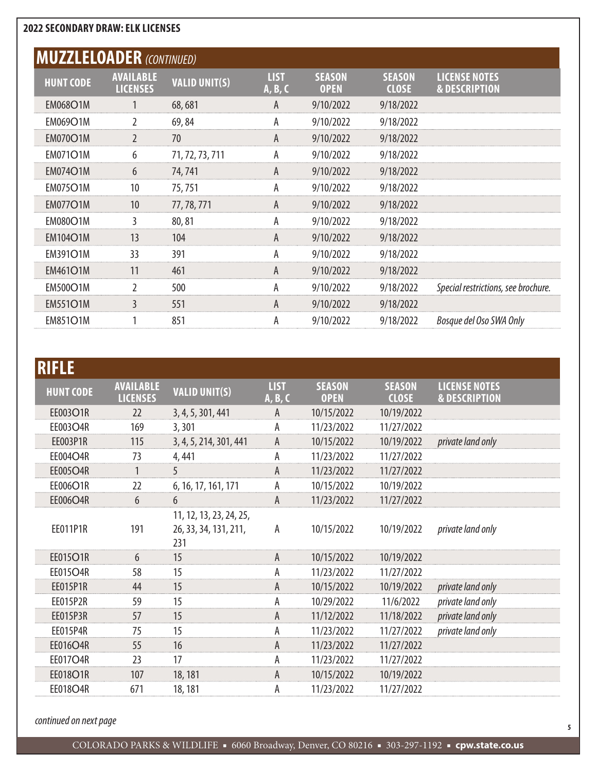## 2022 SECONDARY DRAW: ELK LICENSES

## MUZZLELOADER *(CONTINUED)*

| HUNT CODE | AVAILABLE LICENSES | VALID UNIT(S) | LIST A, B, C | SEASON OPEN | SEASON CLOSE | LICENSE NOTES & DESCRIPTION |
|---|---|---|---|---|---|---|
| EM068O1M | 1 | 68, 681 | A | 9/10/2022 | 9/18/2022 | |
| EM069O1M | 2 | 69, 84 | A | 9/10/2022 | 9/18/2022 | |
| EM070O1M | 2 | 70 | A | 9/10/2022 | 9/18/2022 | |
| EM071O1M | 6 | 71, 72, 73, 711 | A | 9/10/2022 | 9/18/2022 | |
| EM074O1M | 6 | 74, 741 | A | 9/10/2022 | 9/18/2022 | |
| EM075O1M | 10 | 75, 751 | A | 9/10/2022 | 9/18/2022 | |
| EM077O1M | 10 | 77, 78, 771 | A | 9/10/2022 | 9/18/2022 | |
| EM080O1M | 3 | 80, 81 | A | 9/10/2022 | 9/18/2022 | |
| EM104O1M | 13 | 104 | A | 9/10/2022 | 9/18/2022 | |
| EM391O1M | 33 | 391 | A | 9/10/2022 | 9/18/2022 | |
| EM461O1M | 11 | 461 | A | 9/10/2022 | 9/18/2022 | |
| EM500O1M | 2 | 500 | A | 9/10/2022 | 9/18/2022 | *Special restrictions, see brochure.* |
| EM551O1M | 3 | 551 | A | 9/10/2022 | 9/18/2022 | |
| EM851O1M | 1 | 851 | A | 9/10/2022 | 9/18/2022 | *Bosque del Oso SWA Only* |

## RIFLE

| HUNT CODE | AVAILABLE LICENSES | VALID UNIT(S) | LIST A, B, C | SEASON OPEN | SEASON CLOSE | LICENSE NOTES & DESCRIPTION |
|---|---|---|---|---|---|---|
| EE003O1R | 22 | 3, 4, 5, 301, 441 | A | 10/15/2022 | 10/19/2022 | |
| EE003O4R | 169 | 3, 301 | A | 11/23/2022 | 11/27/2022 | |
| EE003P1R | 115 | 3, 4, 5, 214, 301, 441 | A | 10/15/2022 | 10/19/2022 | *private land only* |
| EE004O4R | 73 | 4, 441 | A | 11/23/2022 | 11/27/2022 | |
| EE005O4R | 1 | 5 | A | 11/23/2022 | 11/27/2022 | |
| EE006O1R | 22 | 6, 16, 17, 161, 171 | A | 10/15/2022 | 10/19/2022 | |
| EE006O4R | 6 | 6 | A | 11/23/2022 | 11/27/2022 | |
| EE011P1R | 191 | 11, 12, 13, 23, 24, 25, 26, 33, 34, 131, 211, 231 | A | 10/15/2022 | 10/19/2022 | *private land only* |
| EE015O1R | 6 | 15 | A | 10/15/2022 | 10/19/2022 | |
| EE015O4R | 58 | 15 | A | 11/23/2022 | 11/27/2022 | |
| EE015P1R | 44 | 15 | A | 10/15/2022 | 10/19/2022 | *private land only* |
| EE015P2R | 59 | 15 | A | 10/29/2022 | 11/6/2022 | *private land only* |
| EE015P3R | 57 | 15 | A | 11/12/2022 | 11/18/2022 | *private land only* |
| EE015P4R | 75 | 15 | A | 11/23/2022 | 11/27/2022 | *private land only* |
| EE016O4R | 55 | 16 | A | 11/23/2022 | 11/27/2022 | |
| EE017O4R | 23 | 17 | A | 11/23/2022 | 11/27/2022 | |
| EE018O1R | 107 | 18, 181 | A | 10/15/2022 | 10/19/2022 | |
| EE018O4R | 671 | 18, 181 | A | 11/23/2022 | 11/27/2022 | |

*continued on next page*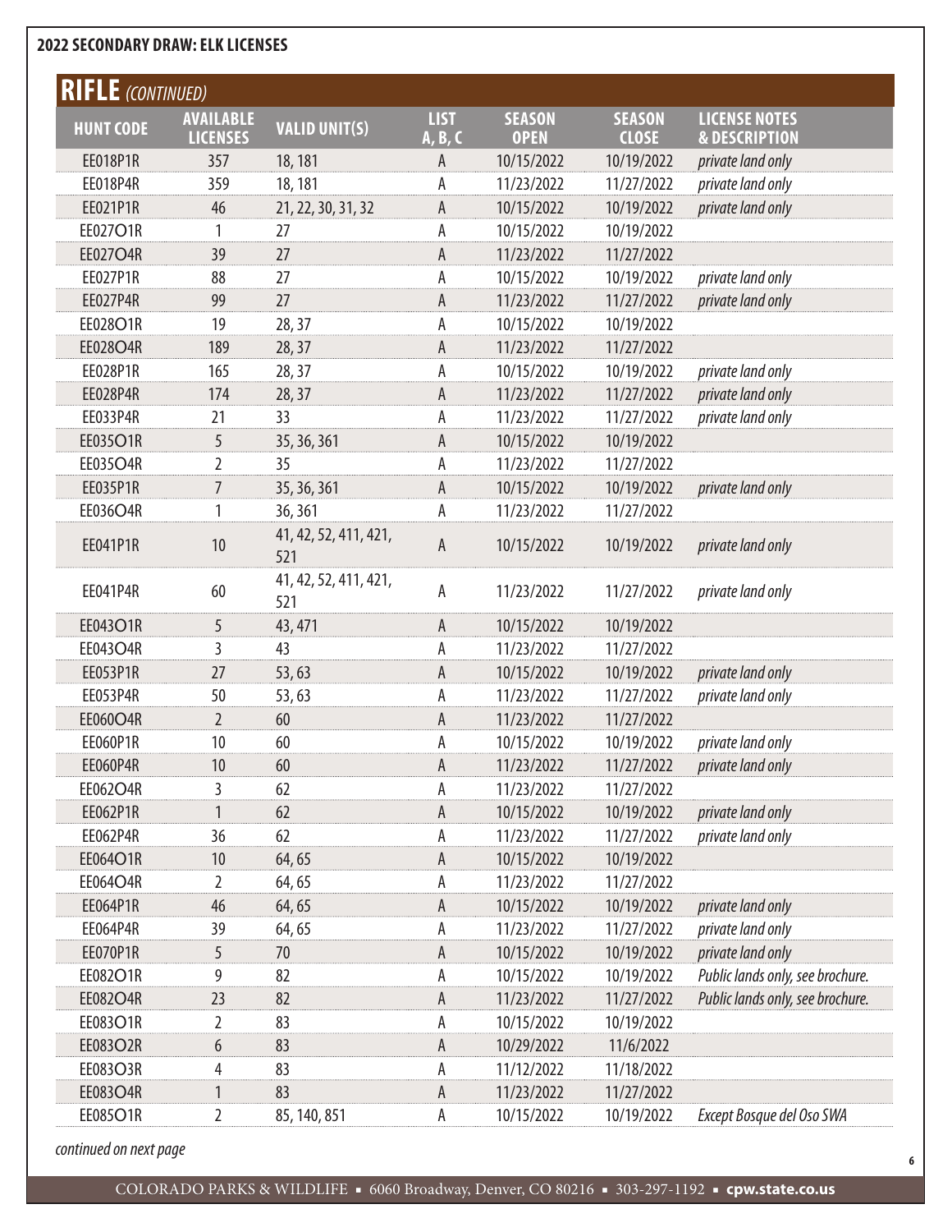**2022 SECONDARY DRAW: ELK LICENSES**

## RIFLE *(CONTINUED)*

| HUNT CODE | AVAILABLE LICENSES | VALID UNIT(S) | LIST A, B, C | SEASON OPEN | SEASON CLOSE | LICENSE NOTES & DESCRIPTION |
|---|---|---|---|---|---|---|
| EE018P1R | 357 | 18, 181 | A | 10/15/2022 | 10/19/2022 | *private land only* |
| EE018P4R | 359 | 18, 181 | A | 11/23/2022 | 11/27/2022 | *private land only* |
| EE021P1R | 46 | 21, 22, 30, 31, 32 | A | 10/15/2022 | 10/19/2022 | *private land only* |
| EE027O1R | 1 | 27 | A | 10/15/2022 | 10/19/2022 | |
| EE027O4R | 39 | 27 | A | 11/23/2022 | 11/27/2022 | |
| EE027P1R | 88 | 27 | A | 10/15/2022 | 10/19/2022 | *private land only* |
| EE027P4R | 99 | 27 | A | 11/23/2022 | 11/27/2022 | *private land only* |
| EE028O1R | 19 | 28, 37 | A | 10/15/2022 | 10/19/2022 | |
| EE028O4R | 189 | 28, 37 | A | 11/23/2022 | 11/27/2022 | |
| EE028P1R | 165 | 28, 37 | A | 10/15/2022 | 10/19/2022 | *private land only* |
| EE028P4R | 174 | 28, 37 | A | 11/23/2022 | 11/27/2022 | *private land only* |
| EE033P4R | 21 | 33 | A | 11/23/2022 | 11/27/2022 | *private land only* |
| EE035O1R | 5 | 35, 36, 361 | A | 10/15/2022 | 10/19/2022 | |
| EE035O4R | 2 | 35 | A | 11/23/2022 | 11/27/2022 | |
| EE035P1R | 7 | 35, 36, 361 | A | 10/15/2022 | 10/19/2022 | *private land only* |
| EE036O4R | 1 | 36, 361 | A | 11/23/2022 | 11/27/2022 | |
| EE041P1R | 10 | 41, 42, 52, 411, 421, 521 | A | 10/15/2022 | 10/19/2022 | *private land only* |
| EE041P4R | 60 | 41, 42, 52, 411, 421, 521 | A | 11/23/2022 | 11/27/2022 | *private land only* |
| EE043O1R | 5 | 43, 471 | A | 10/15/2022 | 10/19/2022 | |
| EE043O4R | 3 | 43 | A | 11/23/2022 | 11/27/2022 | |
| EE053P1R | 27 | 53, 63 | A | 10/15/2022 | 10/19/2022 | *private land only* |
| EE053P4R | 50 | 53, 63 | A | 11/23/2022 | 11/27/2022 | *private land only* |
| EE060O4R | 2 | 60 | A | 11/23/2022 | 11/27/2022 | |
| EE060P1R | 10 | 60 | A | 10/15/2022 | 10/19/2022 | *private land only* |
| EE060P4R | 10 | 60 | A | 11/23/2022 | 11/27/2022 | *private land only* |
| EE062O4R | 3 | 62 | A | 11/23/2022 | 11/27/2022 | |
| EE062P1R | 1 | 62 | A | 10/15/2022 | 10/19/2022 | *private land only* |
| EE062P4R | 36 | 62 | A | 11/23/2022 | 11/27/2022 | *private land only* |
| EE064O1R | 10 | 64, 65 | A | 10/15/2022 | 10/19/2022 | |
| EE064O4R | 2 | 64, 65 | A | 11/23/2022 | 11/27/2022 | |
| EE064P1R | 46 | 64, 65 | A | 10/15/2022 | 10/19/2022 | *private land only* |
| EE064P4R | 39 | 64, 65 | A | 11/23/2022 | 11/27/2022 | *private land only* |
| EE070P1R | 5 | 70 | A | 10/15/2022 | 10/19/2022 | *private land only* |
| EE082O1R | 9 | 82 | A | 10/15/2022 | 10/19/2022 | *Public lands only, see brochure.* |
| EE082O4R | 23 | 82 | A | 11/23/2022 | 11/27/2022 | *Public lands only, see brochure.* |
| EE083O1R | 2 | 83 | A | 10/15/2022 | 10/19/2022 | |
| EE083O2R | 6 | 83 | A | 10/29/2022 | 11/6/2022 | |
| EE083O3R | 4 | 83 | A | 11/12/2022 | 11/18/2022 | |
| EE083O4R | 1 | 83 | A | 11/23/2022 | 11/27/2022 | |
| EE085O1R | 2 | 85, 140, 851 | A | 10/15/2022 | 10/19/2022 | *Except Bosque del Oso SWA* |

*continued on next page*

COLORADO PARKS & WILDLIFE ▪ 6060 Broadway, Denver, CO 80216 ▪ 303-297-1192 ▪ **cpw.state.co.us**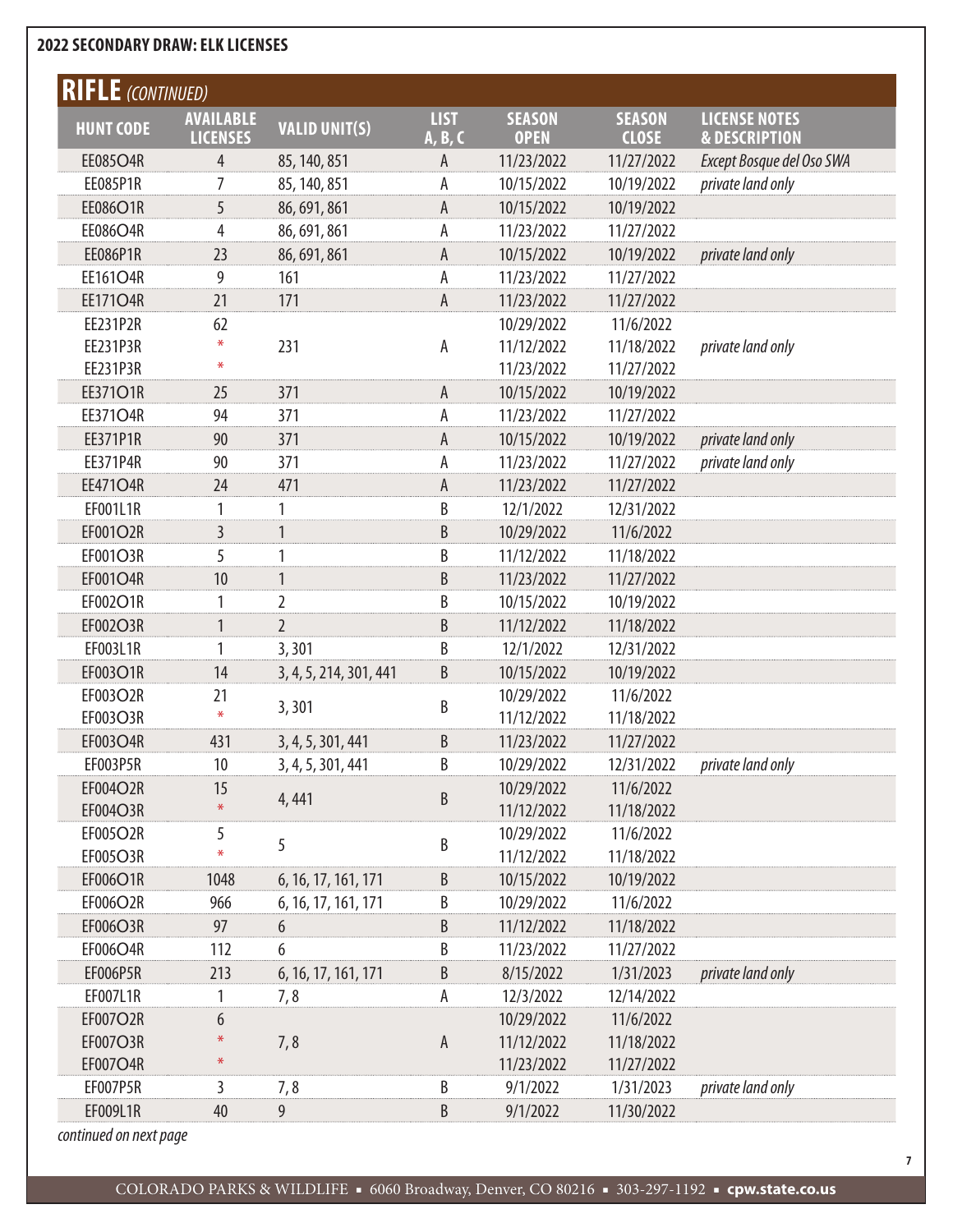## 2022 SECONDARY DRAW: ELK LICENSES

### RIFLE *(CONTINUED)*

| HUNT CODE | AVAILABLE LICENSES | VALID UNIT(S) | LIST A, B, C | SEASON OPEN | SEASON CLOSE | LICENSE NOTES & DESCRIPTION |
|---|---|---|---|---|---|---|
| EE085O4R | 4 | 85, 140, 851 | A | 11/23/2022 | 11/27/2022 | *Except Bosque del Oso SWA* |
| EE085P1R | 7 | 85, 140, 851 | A | 10/15/2022 | 10/19/2022 | *private land only* |
| EE086O1R | 5 | 86, 691, 861 | A | 10/15/2022 | 10/19/2022 | |
| EE086O4R | 4 | 86, 691, 861 | A | 11/23/2022 | 11/27/2022 | |
| EE086P1R | 23 | 86, 691, 861 | A | 10/15/2022 | 10/19/2022 | *private land only* |
| EE161O4R | 9 | 161 | A | 11/23/2022 | 11/27/2022 | |
| EE171O4R | 21 | 171 | A | 11/23/2022 | 11/27/2022 | |
| EE231P2R | 62 | 231 | A | 10/29/2022 | 11/6/2022 | *private land only* |
| EE231P3R | * | 231 | A | 11/12/2022 | 11/18/2022 | *private land only* |
| EE231P3R | * | 231 | A | 11/23/2022 | 11/27/2022 | *private land only* |
| EE371O1R | 25 | 371 | A | 10/15/2022 | 10/19/2022 | |
| EE371O4R | 94 | 371 | A | 11/23/2022 | 11/27/2022 | |
| EE371P1R | 90 | 371 | A | 10/15/2022 | 10/19/2022 | *private land only* |
| EE371P4R | 90 | 371 | A | 11/23/2022 | 11/27/2022 | *private land only* |
| EE471O4R | 24 | 471 | A | 11/23/2022 | 11/27/2022 | |
| EF001L1R | 1 | 1 | B | 12/1/2022 | 12/31/2022 | |
| EF001O2R | 3 | 1 | B | 10/29/2022 | 11/6/2022 | |
| EF001O3R | 5 | 1 | B | 11/12/2022 | 11/18/2022 | |
| EF001O4R | 10 | 1 | B | 11/23/2022 | 11/27/2022 | |
| EF002O1R | 1 | 2 | B | 10/15/2022 | 10/19/2022 | |
| EF002O3R | 1 | 2 | B | 11/12/2022 | 11/18/2022 | |
| EF003L1R | 1 | 3, 301 | B | 12/1/2022 | 12/31/2022 | |
| EF003O1R | 14 | 3, 4, 5, 214, 301, 441 | B | 10/15/2022 | 10/19/2022 | |
| EF003O2R | 21 | 3, 301 | B | 10/29/2022 | 11/6/2022 | |
| EF003O3R | * | 3, 301 | B | 11/12/2022 | 11/18/2022 | |
| EF003O4R | 431 | 3, 4, 5, 301, 441 | B | 11/23/2022 | 11/27/2022 | |
| EF003P5R | 10 | 3, 4, 5, 301, 441 | B | 10/29/2022 | 12/31/2022 | *private land only* |
| EF004O2R | 15 | 4, 441 | B | 10/29/2022 | 11/6/2022 | |
| EF004O3R | * | 4, 441 | B | 11/12/2022 | 11/18/2022 | |
| EF005O2R | 5 | 5 | B | 10/29/2022 | 11/6/2022 | |
| EF005O3R | * | 5 | B | 11/12/2022 | 11/18/2022 | |
| EF006O1R | 1048 | 6, 16, 17, 161, 171 | B | 10/15/2022 | 10/19/2022 | |
| EF006O2R | 966 | 6, 16, 17, 161, 171 | B | 10/29/2022 | 11/6/2022 | |
| EF006O3R | 97 | 6 | B | 11/12/2022 | 11/18/2022 | |
| EF006O4R | 112 | 6 | B | 11/23/2022 | 11/27/2022 | |
| EF006P5R | 213 | 6, 16, 17, 161, 171 | B | 8/15/2022 | 1/31/2023 | *private land only* |
| EF007L1R | 1 | 7, 8 | A | 12/3/2022 | 12/14/2022 | |
| EF007O2R | 6 | 7, 8 | A | 10/29/2022 | 11/6/2022 | |
| EF007O3R | * | 7, 8 | A | 11/12/2022 | 11/18/2022 | |
| EF007O4R | * | 7, 8 | A | 11/23/2022 | 11/27/2022 | |
| EF007P5R | 3 | 7, 8 | B | 9/1/2022 | 1/31/2023 | *private land only* |
| EF009L1R | 40 | 9 | B | 9/1/2022 | 11/30/2022 | |

*continued on next page*

COLORADO PARKS & WILDLIFE ▪ 6060 Broadway, Denver, CO 80216 ▪ 303-297-1192 ▪ **cpw.state.co.us**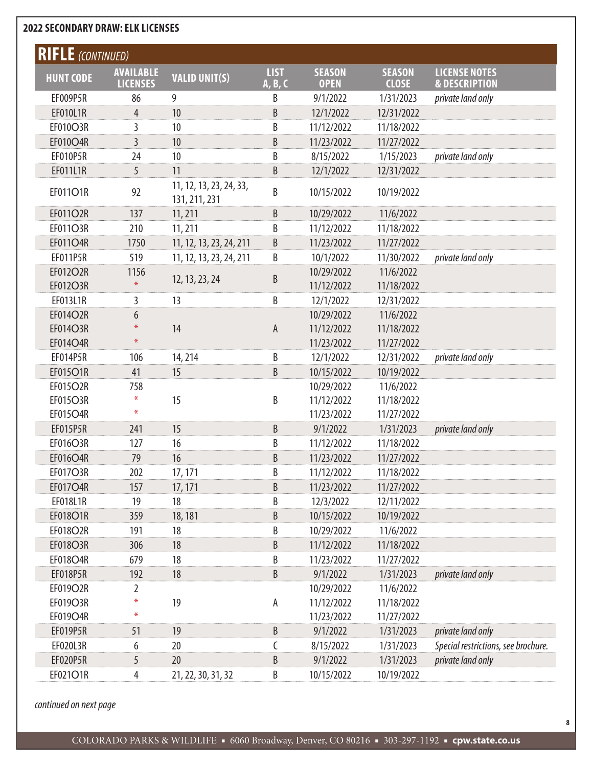## 2022 SECONDARY DRAW: ELK LICENSES

# RIFLE *(CONTINUED)*

| HUNT CODE | AVAILABLE LICENSES | VALID UNIT(S) | LIST A, B, C | SEASON OPEN | SEASON CLOSE | LICENSE NOTES & DESCRIPTION |
|---|---|---|---|---|---|---|
| EF009P5R | 86 | 9 | B | 9/1/2022 | 1/31/2023 | *private land only* |
| EF010L1R | 4 | 10 | B | 12/1/2022 | 12/31/2022 | |
| EF010O3R | 3 | 10 | B | 11/12/2022 | 11/18/2022 | |
| EF010O4R | 3 | 10 | B | 11/23/2022 | 11/27/2022 | |
| EF010P5R | 24 | 10 | B | 8/15/2022 | 1/15/2023 | *private land only* |
| EF011L1R | 5 | 11 | B | 12/1/2022 | 12/31/2022 | |
| EF011O1R | 92 | 11, 12, 13, 23, 24, 33, 131, 211, 231 | B | 10/15/2022 | 10/19/2022 | |
| EF011O2R | 137 | 11, 211 | B | 10/29/2022 | 11/6/2022 | |
| EF011O3R | 210 | 11, 211 | B | 11/12/2022 | 11/18/2022 | |
| EF011O4R | 1750 | 11, 12, 13, 23, 24, 211 | B | 11/23/2022 | 11/27/2022 | |
| EF011P5R | 519 | 11, 12, 13, 23, 24, 211 | B | 10/1/2022 | 11/30/2022 | *private land only* |
| EF012O2R | 1156 | 12, 13, 23, 24 | B | 10/29/2022 | 11/6/2022 | |
| EF012O3R | * | 12, 13, 23, 24 | B | 11/12/2022 | 11/18/2022 | |
| EF013L1R | 3 | 13 | B | 12/1/2022 | 12/31/2022 | |
| EF014O2R | 6 | 14 | A | 10/29/2022 | 11/6/2022 | |
| EF014O3R | * | 14 | A | 11/12/2022 | 11/18/2022 | |
| EF014O4R | * | 14 | A | 11/23/2022 | 11/27/2022 | |
| EF014P5R | 106 | 14, 214 | B | 12/1/2022 | 12/31/2022 | *private land only* |
| EF015O1R | 41 | 15 | B | 10/15/2022 | 10/19/2022 | |
| EF015O2R | 758 | 15 | B | 10/29/2022 | 11/6/2022 | |
| EF015O3R | * | 15 | B | 11/12/2022 | 11/18/2022 | |
| EF015O4R | * | 15 | B | 11/23/2022 | 11/27/2022 | |
| EF015P5R | 241 | 15 | B | 9/1/2022 | 1/31/2023 | *private land only* |
| EF016O3R | 127 | 16 | B | 11/12/2022 | 11/18/2022 | |
| EF016O4R | 79 | 16 | B | 11/23/2022 | 11/27/2022 | |
| EF017O3R | 202 | 17, 171 | B | 11/12/2022 | 11/18/2022 | |
| EF017O4R | 157 | 17, 171 | B | 11/23/2022 | 11/27/2022 | |
| EF018L1R | 19 | 18 | B | 12/3/2022 | 12/11/2022 | |
| EF018O1R | 359 | 18, 181 | B | 10/15/2022 | 10/19/2022 | |
| EF018O2R | 191 | 18 | B | 10/29/2022 | 11/6/2022 | |
| EF018O3R | 306 | 18 | B | 11/12/2022 | 11/18/2022 | |
| EF018O4R | 679 | 18 | B | 11/23/2022 | 11/27/2022 | |
| EF018P5R | 192 | 18 | B | 9/1/2022 | 1/31/2023 | *private land only* |
| EF019O2R | 2 | 19 | A | 10/29/2022 | 11/6/2022 | |
| EF019O3R | * | 19 | A | 11/12/2022 | 11/18/2022 | |
| EF019O4R | * | 19 | A | 11/23/2022 | 11/27/2022 | |
| EF019P5R | 51 | 19 | B | 9/1/2022 | 1/31/2023 | *private land only* |
| EF020L3R | 6 | 20 | C | 8/15/2022 | 1/31/2023 | *Special restrictions, see brochure.* |
| EF020P5R | 5 | 20 | B | 9/1/2022 | 1/31/2023 | *private land only* |
| EF021O1R | 4 | 21, 22, 30, 31, 32 | B | 10/15/2022 | 10/19/2022 | |

*continued on next page*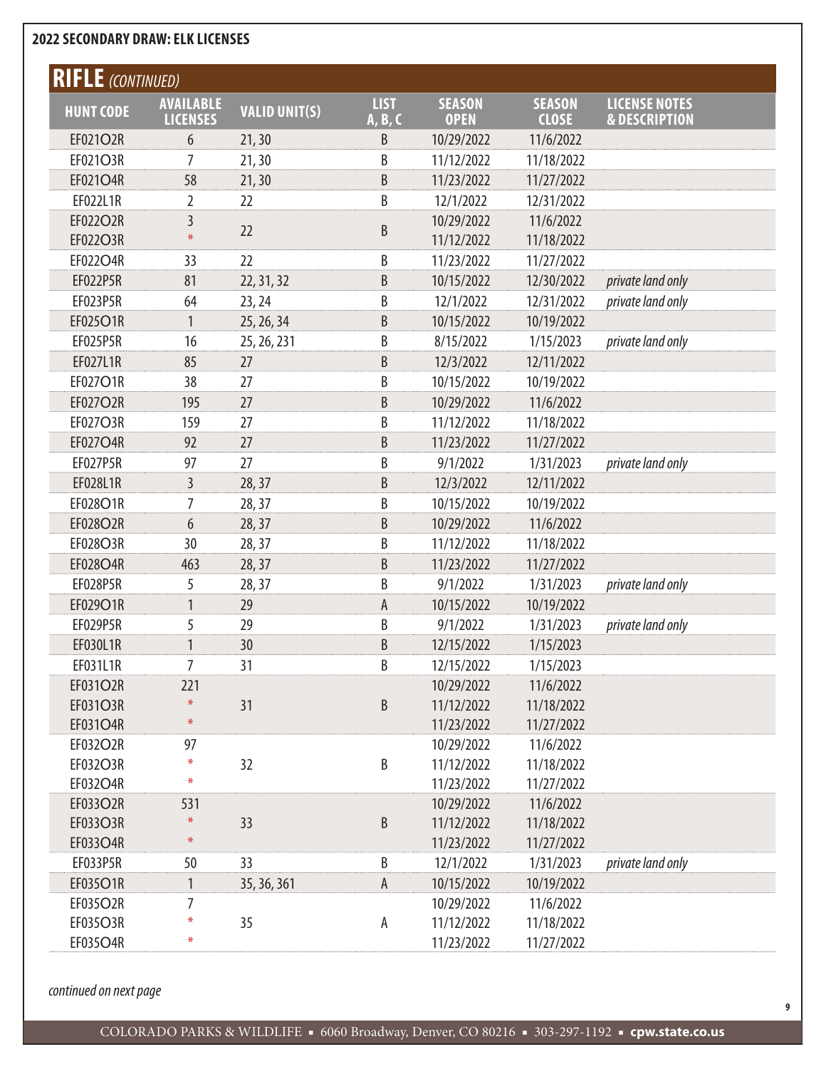## 2022 SECONDARY DRAW: ELK LICENSES

### RIFLE *(CONTINUED)*

| HUNT CODE | AVAILABLE LICENSES | VALID UNIT(S) | LIST A, B, C | SEASON OPEN | SEASON CLOSE | LICENSE NOTES & DESCRIPTION |
|---|---|---|---|---|---|---|
| EF021O2R | 6 | 21, 30 | B | 10/29/2022 | 11/6/2022 | |
| EF021O3R | 7 | 21, 30 | B | 11/12/2022 | 11/18/2022 | |
| EF021O4R | 58 | 21, 30 | B | 11/23/2022 | 11/27/2022 | |
| EF022L1R | 2 | 22 | B | 12/1/2022 | 12/31/2022 | |
| EF022O2R | 3 | 22 | B | 10/29/2022 | 11/6/2022 | |
| EF022O3R | * | 22 | B | 11/12/2022 | 11/18/2022 | |
| EF022O4R | 33 | 22 | B | 11/23/2022 | 11/27/2022 | |
| EF022P5R | 81 | 22, 31, 32 | B | 10/15/2022 | 12/30/2022 | *private land only* |
| EF023P5R | 64 | 23, 24 | B | 12/1/2022 | 12/31/2022 | *private land only* |
| EF025O1R | 1 | 25, 26, 34 | B | 10/15/2022 | 10/19/2022 | |
| EF025P5R | 16 | 25, 26, 231 | B | 8/15/2022 | 1/15/2023 | *private land only* |
| EF027L1R | 85 | 27 | B | 12/3/2022 | 12/11/2022 | |
| EF027O1R | 38 | 27 | B | 10/15/2022 | 10/19/2022 | |
| EF027O2R | 195 | 27 | B | 10/29/2022 | 11/6/2022 | |
| EF027O3R | 159 | 27 | B | 11/12/2022 | 11/18/2022 | |
| EF027O4R | 92 | 27 | B | 11/23/2022 | 11/27/2022 | |
| EF027P5R | 97 | 27 | B | 9/1/2022 | 1/31/2023 | *private land only* |
| EF028L1R | 3 | 28, 37 | B | 12/3/2022 | 12/11/2022 | |
| EF028O1R | 7 | 28, 37 | B | 10/15/2022 | 10/19/2022 | |
| EF028O2R | 6 | 28, 37 | B | 10/29/2022 | 11/6/2022 | |
| EF028O3R | 30 | 28, 37 | B | 11/12/2022 | 11/18/2022 | |
| EF028O4R | 463 | 28, 37 | B | 11/23/2022 | 11/27/2022 | |
| EF028P5R | 5 | 28, 37 | B | 9/1/2022 | 1/31/2023 | *private land only* |
| EF029O1R | 1 | 29 | A | 10/15/2022 | 10/19/2022 | |
| EF029P5R | 5 | 29 | B | 9/1/2022 | 1/31/2023 | *private land only* |
| EF030L1R | 1 | 30 | B | 12/15/2022 | 1/15/2023 | |
| EF031L1R | 7 | 31 | B | 12/15/2022 | 1/15/2023 | |
| EF031O2R | 221 | 31 | B | 10/29/2022 | 11/6/2022 | |
| EF031O3R | * | 31 | B | 11/12/2022 | 11/18/2022 | |
| EF031O4R | * | 31 | B | 11/23/2022 | 11/27/2022 | |
| EF032O2R | 97 | 32 | B | 10/29/2022 | 11/6/2022 | |
| EF032O3R | * | 32 | B | 11/12/2022 | 11/18/2022 | |
| EF032O4R | * | 32 | B | 11/23/2022 | 11/27/2022 | |
| EF033O2R | 531 | 33 | B | 10/29/2022 | 11/6/2022 | |
| EF033O3R | * | 33 | B | 11/12/2022 | 11/18/2022 | |
| EF033O4R | * | 33 | B | 11/23/2022 | 11/27/2022 | |
| EF033P5R | 50 | 33 | B | 12/1/2022 | 1/31/2023 | *private land only* |
| EF035O1R | 1 | 35, 36, 361 | A | 10/15/2022 | 10/19/2022 | |
| EF035O2R | 7 | 35 | A | 10/29/2022 | 11/6/2022 | |
| EF035O3R | * | 35 | A | 11/12/2022 | 11/18/2022 | |
| EF035O4R | * | 35 | A | 11/23/2022 | 11/27/2022 | |

*continued on next page*

COLORADO PARKS & WILDLIFE ▪ 6060 Broadway, Denver, CO 80216 ▪ 303-297-1192 ▪ **cpw.state.co.us**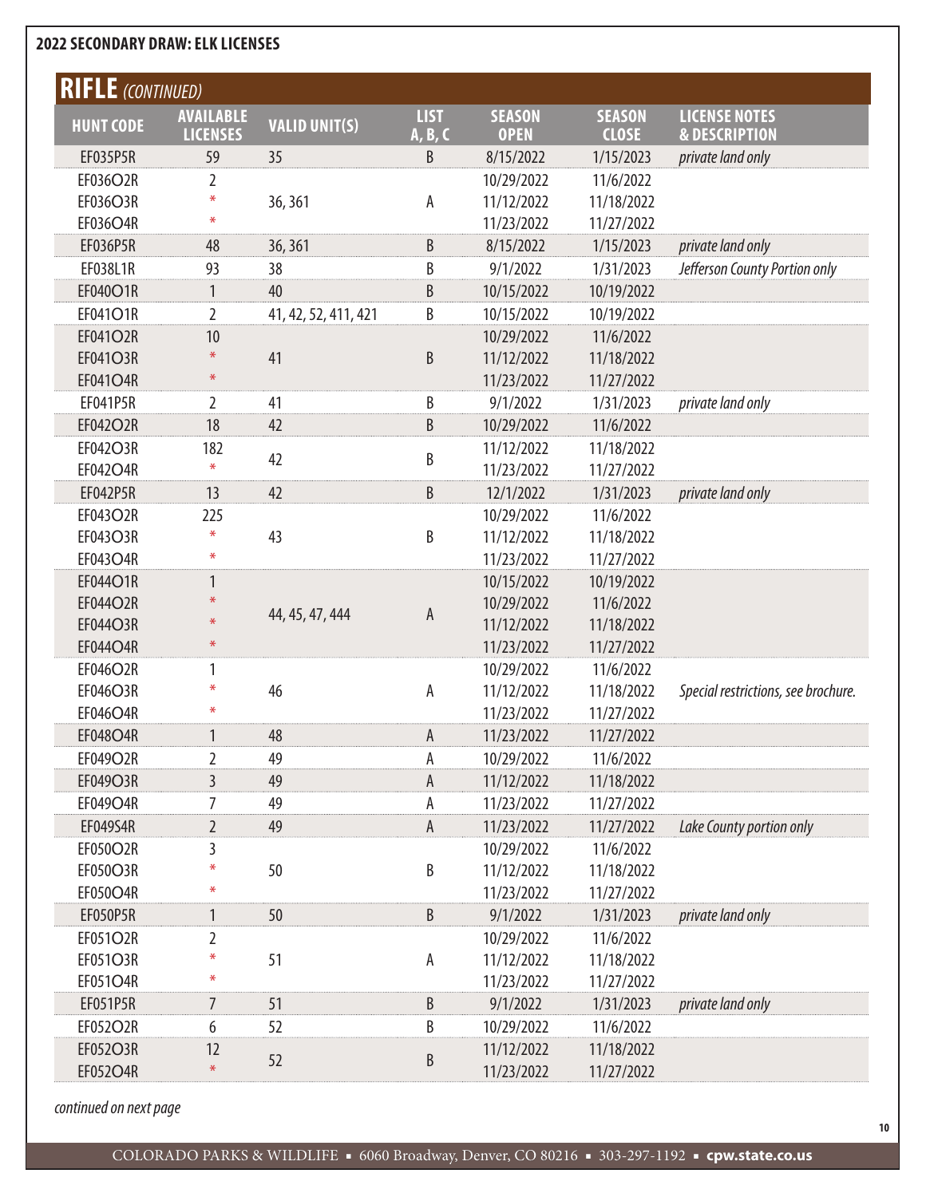## 2022 SECONDARY DRAW: ELK LICENSES

# RIFLE *(CONTINUED)*

| HUNT CODE | AVAILABLE LICENSES | VALID UNIT(S) | LIST A, B, C | SEASON OPEN | SEASON CLOSE | LICENSE NOTES & DESCRIPTION |
|---|---|---|---|---|---|---|
| EF035P5R | 59 | 35 | B | 8/15/2022 | 1/15/2023 | *private land only* |
| EF036O2R | 2 | 36, 361 | A | 10/29/2022 | 11/6/2022 | |
| EF036O3R | * | 36, 361 | A | 11/12/2022 | 11/18/2022 | |
| EF036O4R | * | 36, 361 | A | 11/23/2022 | 11/27/2022 | |
| EF036P5R | 48 | 36, 361 | B | 8/15/2022 | 1/15/2023 | *private land only* |
| EF038L1R | 93 | 38 | B | 9/1/2022 | 1/31/2023 | *Jefferson County Portion only* |
| EF040O1R | 1 | 40 | B | 10/15/2022 | 10/19/2022 | |
| EF041O1R | 2 | 41, 42, 52, 411, 421 | B | 10/15/2022 | 10/19/2022 | |
| EF041O2R | 10 | 41 | B | 10/29/2022 | 11/6/2022 | |
| EF041O3R | * | 41 | B | 11/12/2022 | 11/18/2022 | |
| EF041O4R | * | 41 | B | 11/23/2022 | 11/27/2022 | |
| EF041P5R | 2 | 41 | B | 9/1/2022 | 1/31/2023 | *private land only* |
| EF042O2R | 18 | 42 | B | 10/29/2022 | 11/6/2022 | |
| EF042O3R | 182 | 42 | B | 11/12/2022 | 11/18/2022 | |
| EF042O4R | * | 42 | B | 11/23/2022 | 11/27/2022 | |
| EF042P5R | 13 | 42 | B | 12/1/2022 | 1/31/2023 | *private land only* |
| EF043O2R | 225 | 43 | B | 10/29/2022 | 11/6/2022 | |
| EF043O3R | * | 43 | B | 11/12/2022 | 11/18/2022 | |
| EF043O4R | * | 43 | B | 11/23/2022 | 11/27/2022 | |
| EF044O1R | 1 | 44, 45, 47, 444 | A | 10/15/2022 | 10/19/2022 | |
| EF044O2R | * | 44, 45, 47, 444 | A | 10/29/2022 | 11/6/2022 | |
| EF044O3R | * | 44, 45, 47, 444 | A | 11/12/2022 | 11/18/2022 | |
| EF044O4R | * | 44, 45, 47, 444 | A | 11/23/2022 | 11/27/2022 | |
| EF046O2R | 1 | 46 | A | 10/29/2022 | 11/6/2022 | *Special restrictions, see brochure.* |
| EF046O3R | * | 46 | A | 11/12/2022 | 11/18/2022 | *Special restrictions, see brochure.* |
| EF046O4R | * | 46 | A | 11/23/2022 | 11/27/2022 | *Special restrictions, see brochure.* |
| EF048O4R | 1 | 48 | A | 11/23/2022 | 11/27/2022 | |
| EF049O2R | 2 | 49 | A | 10/29/2022 | 11/6/2022 | |
| EF049O3R | 3 | 49 | A | 11/12/2022 | 11/18/2022 | |
| EF049O4R | 7 | 49 | A | 11/23/2022 | 11/27/2022 | |
| EF049S4R | 2 | 49 | A | 11/23/2022 | 11/27/2022 | *Lake County portion only* |
| EF050O2R | 3 | 50 | B | 10/29/2022 | 11/6/2022 | |
| EF050O3R | * | 50 | B | 11/12/2022 | 11/18/2022 | |
| EF050O4R | * | 50 | B | 11/23/2022 | 11/27/2022 | |
| EF050P5R | 1 | 50 | B | 9/1/2022 | 1/31/2023 | *private land only* |
| EF051O2R | 2 | 51 | A | 10/29/2022 | 11/6/2022 | |
| EF051O3R | * | 51 | A | 11/12/2022 | 11/18/2022 | |
| EF051O4R | * | 51 | A | 11/23/2022 | 11/27/2022 | |
| EF051P5R | 7 | 51 | B | 9/1/2022 | 1/31/2023 | *private land only* |
| EF052O2R | 6 | 52 | B | 10/29/2022 | 11/6/2022 | |
| EF052O3R | 12 | 52 | B | 11/12/2022 | 11/18/2022 | |
| EF052O4R | * | 52 | B | 11/23/2022 | 11/27/2022 | |

*continued on next page*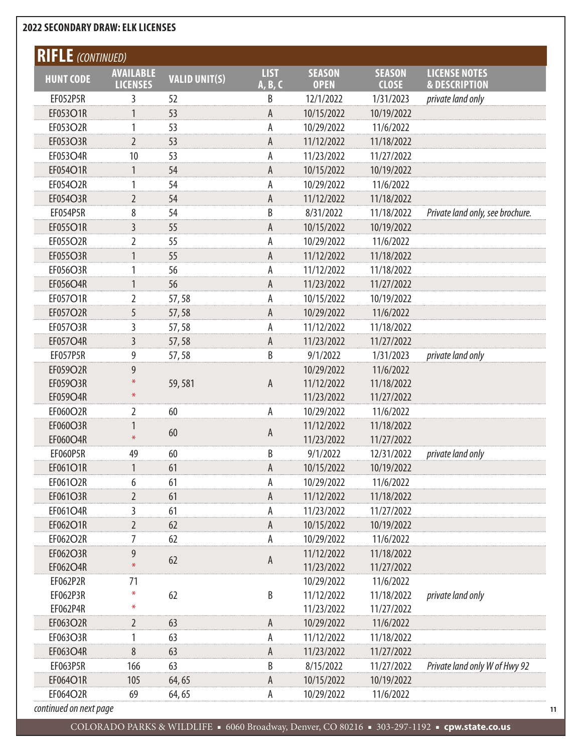## 2022 SECONDARY DRAW: ELK LICENSES

### RIFLE *(CONTINUED)*

| HUNT CODE | AVAILABLE LICENSES | VALID UNIT(S) | LIST A, B, C | SEASON OPEN | SEASON CLOSE | LICENSE NOTES & DESCRIPTION |
|---|---|---|---|---|---|---|
| EF052P5R | 3 | 52 | B | 12/1/2022 | 1/31/2023 | *private land only* |
| EF053O1R | 1 | 53 | A | 10/15/2022 | 10/19/2022 | |
| EF053O2R | 1 | 53 | A | 10/29/2022 | 11/6/2022 | |
| EF053O3R | 2 | 53 | A | 11/12/2022 | 11/18/2022 | |
| EF053O4R | 10 | 53 | A | 11/23/2022 | 11/27/2022 | |
| EF054O1R | 1 | 54 | A | 10/15/2022 | 10/19/2022 | |
| EF054O2R | 1 | 54 | A | 10/29/2022 | 11/6/2022 | |
| EF054O3R | 2 | 54 | A | 11/12/2022 | 11/18/2022 | |
| EF054P5R | 8 | 54 | B | 8/31/2022 | 11/18/2022 | *Private land only, see brochure.* |
| EF055O1R | 3 | 55 | A | 10/15/2022 | 10/19/2022 | |
| EF055O2R | 2 | 55 | A | 10/29/2022 | 11/6/2022 | |
| EF055O3R | 1 | 55 | A | 11/12/2022 | 11/18/2022 | |
| EF056O3R | 1 | 56 | A | 11/12/2022 | 11/18/2022 | |
| EF056O4R | 1 | 56 | A | 11/23/2022 | 11/27/2022 | |
| EF057O1R | 2 | 57, 58 | A | 10/15/2022 | 10/19/2022 | |
| EF057O2R | 5 | 57, 58 | A | 10/29/2022 | 11/6/2022 | |
| EF057O3R | 3 | 57, 58 | A | 11/12/2022 | 11/18/2022 | |
| EF057O4R | 3 | 57, 58 | A | 11/23/2022 | 11/27/2022 | |
| EF057P5R | 9 | 57, 58 | B | 9/1/2022 | 1/31/2023 | *private land only* |
| EF059O2R | 9 | 59, 581 | A | 10/29/2022 | 11/6/2022 | |
| EF059O3R | * | 59, 581 | A | 11/12/2022 | 11/18/2022 | |
| EF059O4R | * | 59, 581 | A | 11/23/2022 | 11/27/2022 | |
| EF060O2R | 2 | 60 | A | 10/29/2022 | 11/6/2022 | |
| EF060O3R | 1 | 60 | A | 11/12/2022 | 11/18/2022 | |
| EF060O4R | * | 60 | A | 11/23/2022 | 11/27/2022 | |
| EF060P5R | 49 | 60 | B | 9/1/2022 | 12/31/2022 | *private land only* |
| EF061O1R | 1 | 61 | A | 10/15/2022 | 10/19/2022 | |
| EF061O2R | 6 | 61 | A | 10/29/2022 | 11/6/2022 | |
| EF061O3R | 2 | 61 | A | 11/12/2022 | 11/18/2022 | |
| EF061O4R | 3 | 61 | A | 11/23/2022 | 11/27/2022 | |
| EF062O1R | 2 | 62 | A | 10/15/2022 | 10/19/2022 | |
| EF062O2R | 7 | 62 | A | 10/29/2022 | 11/6/2022 | |
| EF062O3R | 9 | 62 | A | 11/12/2022 | 11/18/2022 | |
| EF062O4R | * | 62 | A | 11/23/2022 | 11/27/2022 | |
| EF062P2R | 71 | 62 | B | 10/29/2022 | 11/6/2022 | *private land only* |
| EF062P3R | * | 62 | B | 11/12/2022 | 11/18/2022 | *private land only* |
| EF062P4R | * | 62 | B | 11/23/2022 | 11/27/2022 | *private land only* |
| EF063O2R | 2 | 63 | A | 10/29/2022 | 11/6/2022 | |
| EF063O3R | 1 | 63 | A | 11/12/2022 | 11/18/2022 | |
| EF063O4R | 8 | 63 | A | 11/23/2022 | 11/27/2022 | |
| EF063P5R | 166 | 63 | B | 8/15/2022 | 11/27/2022 | *Private land only W of Hwy 92* |
| EF064O1R | 105 | 64, 65 | A | 10/15/2022 | 10/19/2022 | |
| EF064O2R | 69 | 64, 65 | A | 10/29/2022 | 11/6/2022 | |

*continued on next page*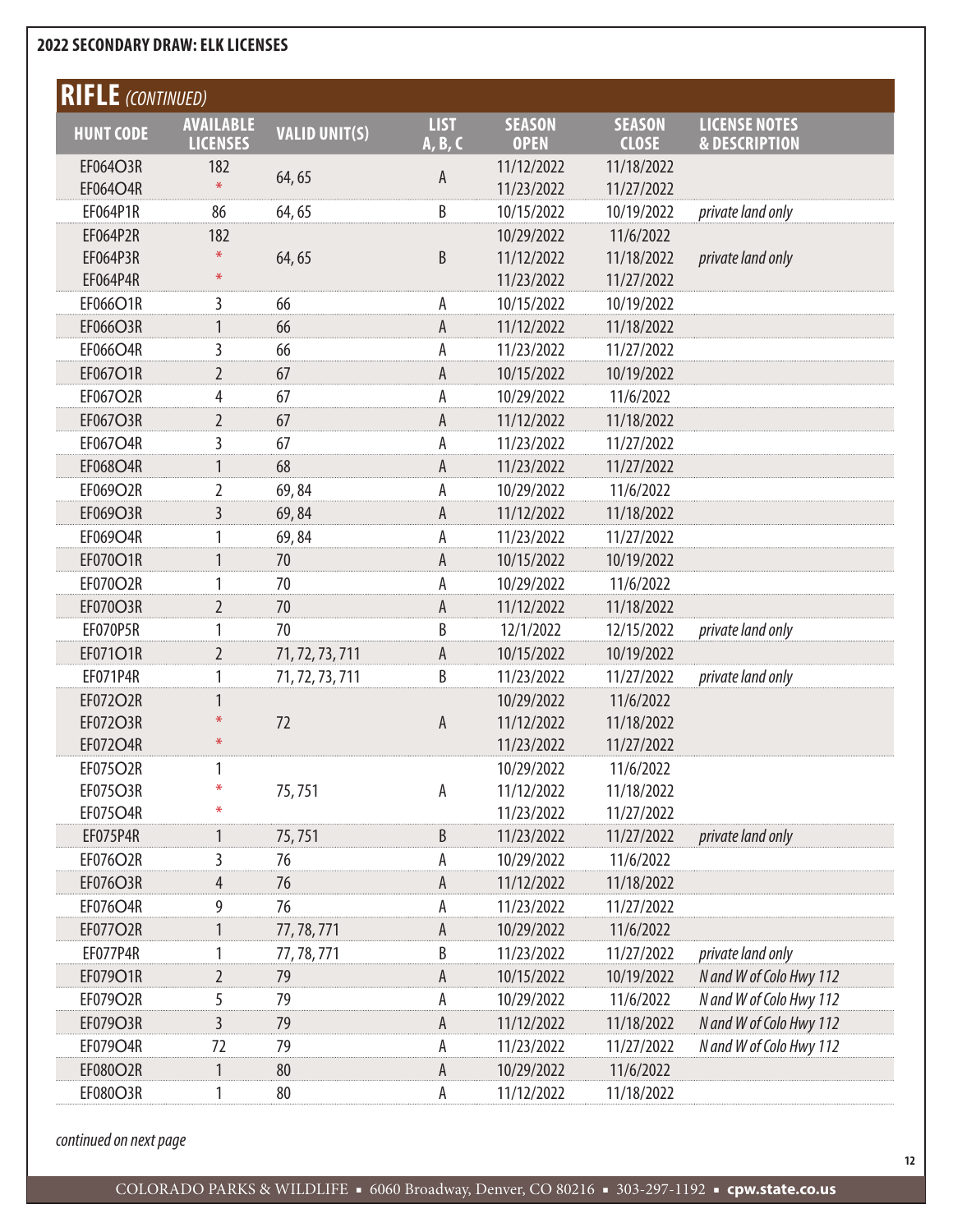## 2022 SECONDARY DRAW: ELK LICENSES

## RIFLE *(CONTINUED)*

| HUNT CODE | AVAILABLE LICENSES | VALID UNIT(S) | LIST A, B, C | SEASON OPEN | SEASON CLOSE | LICENSE NOTES & DESCRIPTION |
|---|---|---|---|---|---|---|
| EF064O3R | 182 | 64, 65 | A | 11/12/2022 | 11/18/2022 | |
| EF064O4R | * | 64, 65 | A | 11/23/2022 | 11/27/2022 | |
| EF064P1R | 86 | 64, 65 | B | 10/15/2022 | 10/19/2022 | *private land only* |
| EF064P2R | 182 | 64, 65 | B | 10/29/2022 | 11/6/2022 | *private land only* |
| EF064P3R | * | 64, 65 | B | 11/12/2022 | 11/18/2022 | *private land only* |
| EF064P4R | * | 64, 65 | B | 11/23/2022 | 11/27/2022 | *private land only* |
| EF066O1R | 3 | 66 | A | 10/15/2022 | 10/19/2022 | |
| EF066O3R | 1 | 66 | A | 11/12/2022 | 11/18/2022 | |
| EF066O4R | 3 | 66 | A | 11/23/2022 | 11/27/2022 | |
| EF067O1R | 2 | 67 | A | 10/15/2022 | 10/19/2022 | |
| EF067O2R | 4 | 67 | A | 10/29/2022 | 11/6/2022 | |
| EF067O3R | 2 | 67 | A | 11/12/2022 | 11/18/2022 | |
| EF067O4R | 3 | 67 | A | 11/23/2022 | 11/27/2022 | |
| EF068O4R | 1 | 68 | A | 11/23/2022 | 11/27/2022 | |
| EF069O2R | 2 | 69, 84 | A | 10/29/2022 | 11/6/2022 | |
| EF069O3R | 3 | 69, 84 | A | 11/12/2022 | 11/18/2022 | |
| EF069O4R | 1 | 69, 84 | A | 11/23/2022 | 11/27/2022 | |
| EF070O1R | 1 | 70 | A | 10/15/2022 | 10/19/2022 | |
| EF070O2R | 1 | 70 | A | 10/29/2022 | 11/6/2022 | |
| EF070O3R | 2 | 70 | A | 11/12/2022 | 11/18/2022 | |
| EF070P5R | 1 | 70 | B | 12/1/2022 | 12/15/2022 | *private land only* |
| EF071O1R | 2 | 71, 72, 73, 711 | A | 10/15/2022 | 10/19/2022 | |
| EF071P4R | 1 | 71, 72, 73, 711 | B | 11/23/2022 | 11/27/2022 | *private land only* |
| EF072O2R | 1 | 72 | A | 10/29/2022 | 11/6/2022 | |
| EF072O3R | * | 72 | A | 11/12/2022 | 11/18/2022 | |
| EF072O4R | * | 72 | A | 11/23/2022 | 11/27/2022 | |
| EF075O2R | 1 | 75, 751 | A | 10/29/2022 | 11/6/2022 | |
| EF075O3R | * | 75, 751 | A | 11/12/2022 | 11/18/2022 | |
| EF075O4R | * | 75, 751 | A | 11/23/2022 | 11/27/2022 | |
| EF075P4R | 1 | 75, 751 | B | 11/23/2022 | 11/27/2022 | *private land only* |
| EF076O2R | 3 | 76 | A | 10/29/2022 | 11/6/2022 | |
| EF076O3R | 4 | 76 | A | 11/12/2022 | 11/18/2022 | |
| EF076O4R | 9 | 76 | A | 11/23/2022 | 11/27/2022 | |
| EF077O2R | 1 | 77, 78, 771 | A | 10/29/2022 | 11/6/2022 | |
| EF077P4R | 1 | 77, 78, 771 | B | 11/23/2022 | 11/27/2022 | *private land only* |
| EF079O1R | 2 | 79 | A | 10/15/2022 | 10/19/2022 | *N and W of Colo Hwy 112* |
| EF079O2R | 5 | 79 | A | 10/29/2022 | 11/6/2022 | *N and W of Colo Hwy 112* |
| EF079O3R | 3 | 79 | A | 11/12/2022 | 11/18/2022 | *N and W of Colo Hwy 112* |
| EF079O4R | 72 | 79 | A | 11/23/2022 | 11/27/2022 | *N and W of Colo Hwy 112* |
| EF080O2R | 1 | 80 | A | 10/29/2022 | 11/6/2022 | |
| EF080O3R | 1 | 80 | A | 11/12/2022 | 11/18/2022 | |

*continued on next page*

COLORADO PARKS & WILDLIFE ▪ 6060 Broadway, Denver, CO 80216 ▪ 303-297-1192 ▪ **cpw.state.co.us**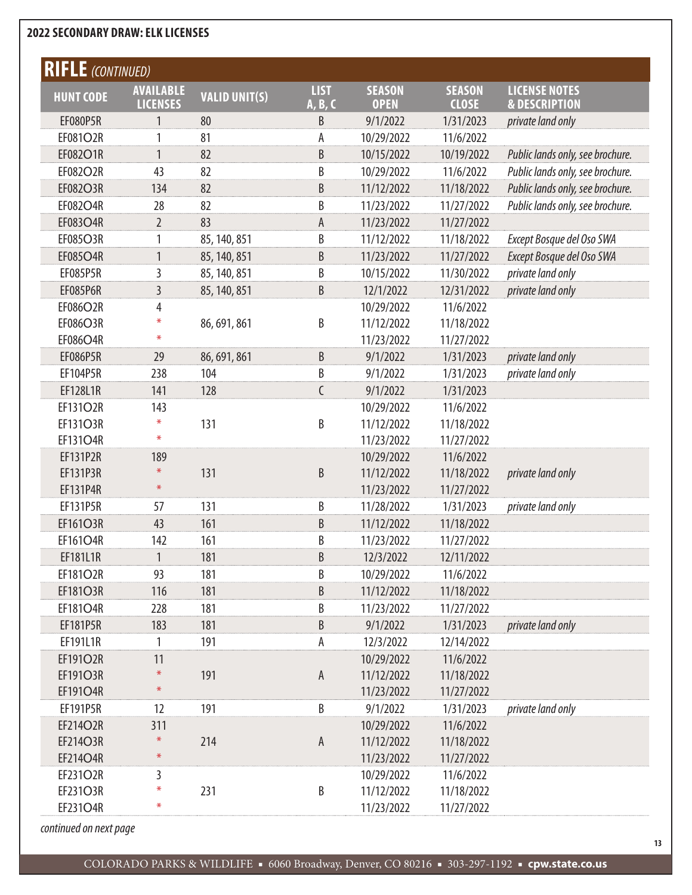## 2022 SECONDARY DRAW: ELK LICENSES

### RIFLE *(CONTINUED)*

| HUNT CODE | AVAILABLE LICENSES | VALID UNIT(S) | LIST A, B, C | SEASON OPEN | SEASON CLOSE | LICENSE NOTES & DESCRIPTION |
|---|---|---|---|---|---|---|
| EF080P5R | 1 | 80 | B | 9/1/2022 | 1/31/2023 | *private land only* |
| EF081O2R | 1 | 81 | A | 10/29/2022 | 11/6/2022 | |
| EF082O1R | 1 | 82 | B | 10/15/2022 | 10/19/2022 | *Public lands only, see brochure.* |
| EF082O2R | 43 | 82 | B | 10/29/2022 | 11/6/2022 | *Public lands only, see brochure.* |
| EF082O3R | 134 | 82 | B | 11/12/2022 | 11/18/2022 | *Public lands only, see brochure.* |
| EF082O4R | 28 | 82 | B | 11/23/2022 | 11/27/2022 | *Public lands only, see brochure.* |
| EF083O4R | 2 | 83 | A | 11/23/2022 | 11/27/2022 | |
| EF085O3R | 1 | 85, 140, 851 | B | 11/12/2022 | 11/18/2022 | *Except Bosque del Oso SWA* |
| EF085O4R | 1 | 85, 140, 851 | B | 11/23/2022 | 11/27/2022 | *Except Bosque del Oso SWA* |
| EF085P5R | 3 | 85, 140, 851 | B | 10/15/2022 | 11/30/2022 | *private land only* |
| EF085P6R | 3 | 85, 140, 851 | B | 12/1/2022 | 12/31/2022 | *private land only* |
| EF086O2R | 4 | 86, 691, 861 | B | 10/29/2022 | 11/6/2022 | |
| EF086O3R | * | 86, 691, 861 | B | 11/12/2022 | 11/18/2022 | |
| EF086O4R | * | 86, 691, 861 | B | 11/23/2022 | 11/27/2022 | |
| EF086P5R | 29 | 86, 691, 861 | B | 9/1/2022 | 1/31/2023 | *private land only* |
| EF104P5R | 238 | 104 | B | 9/1/2022 | 1/31/2023 | *private land only* |
| EF128L1R | 141 | 128 | C | 9/1/2022 | 1/31/2023 | |
| EF131O2R | 143 | 131 | B | 10/29/2022 | 11/6/2022 | |
| EF131O3R | * | 131 | B | 11/12/2022 | 11/18/2022 | |
| EF131O4R | * | 131 | B | 11/23/2022 | 11/27/2022 | |
| EF131P2R | 189 | 131 | B | 10/29/2022 | 11/6/2022 | *private land only* |
| EF131P3R | * | 131 | B | 11/12/2022 | 11/18/2022 | *private land only* |
| EF131P4R | * | 131 | B | 11/23/2022 | 11/27/2022 | *private land only* |
| EF131P5R | 57 | 131 | B | 11/28/2022 | 1/31/2023 | *private land only* |
| EF161O3R | 43 | 161 | B | 11/12/2022 | 11/18/2022 | |
| EF161O4R | 142 | 161 | B | 11/23/2022 | 11/27/2022 | |
| EF181L1R | 1 | 181 | B | 12/3/2022 | 12/11/2022 | |
| EF181O2R | 93 | 181 | B | 10/29/2022 | 11/6/2022 | |
| EF181O3R | 116 | 181 | B | 11/12/2022 | 11/18/2022 | |
| EF181O4R | 228 | 181 | B | 11/23/2022 | 11/27/2022 | |
| EF181P5R | 183 | 181 | B | 9/1/2022 | 1/31/2023 | *private land only* |
| EF191L1R | 1 | 191 | A | 12/3/2022 | 12/14/2022 | |
| EF191O2R | 11 | 191 | A | 10/29/2022 | 11/6/2022 | |
| EF191O3R | * | 191 | A | 11/12/2022 | 11/18/2022 | |
| EF191O4R | * | 191 | A | 11/23/2022 | 11/27/2022 | |
| EF191P5R | 12 | 191 | B | 9/1/2022 | 1/31/2023 | *private land only* |
| EF214O2R | 311 | 214 | A | 10/29/2022 | 11/6/2022 | |
| EF214O3R | * | 214 | A | 11/12/2022 | 11/18/2022 | |
| EF214O4R | * | 214 | A | 11/23/2022 | 11/27/2022 | |
| EF231O2R | 3 | 231 | B | 10/29/2022 | 11/6/2022 | |
| EF231O3R | * | 231 | B | 11/12/2022 | 11/18/2022 | |
| EF231O4R | * | 231 | B | 11/23/2022 | 11/27/2022 | |

*continued on next page*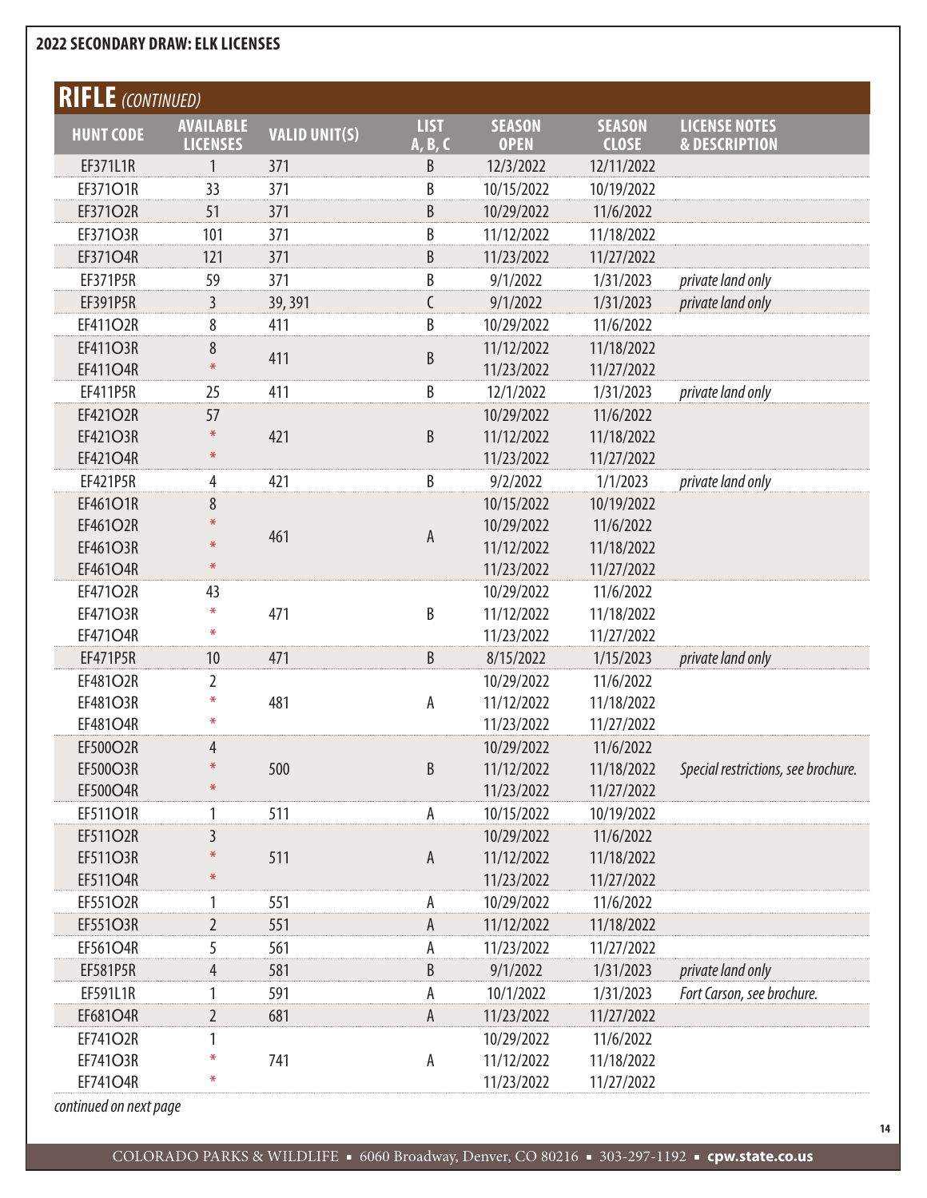## 2022 SECONDARY DRAW: ELK LICENSES

### RIFLE *(CONTINUED)*

| HUNT CODE | AVAILABLE LICENSES | VALID UNIT(S) | LIST A, B, C | SEASON OPEN | SEASON CLOSE | LICENSE NOTES & DESCRIPTION |
|---|---|---|---|---|---|---|
| EF371L1R | 1 | 371 | B | 12/3/2022 | 12/11/2022 | |
| EF371O1R | 33 | 371 | B | 10/15/2022 | 10/19/2022 | |
| EF371O2R | 51 | 371 | B | 10/29/2022 | 11/6/2022 | |
| EF371O3R | 101 | 371 | B | 11/12/2022 | 11/18/2022 | |
| EF371O4R | 121 | 371 | B | 11/23/2022 | 11/27/2022 | |
| EF371P5R | 59 | 371 | B | 9/1/2022 | 1/31/2023 | *private land only* |
| EF391P5R | 3 | 39, 391 | C | 9/1/2022 | 1/31/2023 | *private land only* |
| EF411O2R | 8 | 411 | B | 10/29/2022 | 11/6/2022 | |
| EF411O3R | 8 | 411 | B | 11/12/2022 | 11/18/2022 | |
| EF411O4R | * | | | 11/23/2022 | 11/27/2022 | |
| EF411P5R | 25 | 411 | B | 12/1/2022 | 1/31/2023 | *private land only* |
| EF421O2R | 57 | 421 | B | 10/29/2022 | 11/6/2022 | |
| EF421O3R | * | | | 11/12/2022 | 11/18/2022 | |
| EF421O4R | * | | | 11/23/2022 | 11/27/2022 | |
| EF421P5R | 4 | 421 | B | 9/2/2022 | 1/1/2023 | *private land only* |
| EF461O1R | 8 | 461 | A | 10/15/2022 | 10/19/2022 | |
| EF461O2R | * | | | 10/29/2022 | 11/6/2022 | |
| EF461O3R | * | | | 11/12/2022 | 11/18/2022 | |
| EF461O4R | * | | | 11/23/2022 | 11/27/2022 | |
| EF471O2R | 43 | 471 | B | 10/29/2022 | 11/6/2022 | |
| EF471O3R | * | | | 11/12/2022 | 11/18/2022 | |
| EF471O4R | * | | | 11/23/2022 | 11/27/2022 | |
| EF471P5R | 10 | 471 | B | 8/15/2022 | 1/15/2023 | *private land only* |
| EF481O2R | 2 | 481 | A | 10/29/2022 | 11/6/2022 | |
| EF481O3R | * | | | 11/12/2022 | 11/18/2022 | |
| EF481O4R | * | | | 11/23/2022 | 11/27/2022 | |
| EF500O2R | 4 | 500 | B | 10/29/2022 | 11/6/2022 | *Special restrictions, see brochure.* |
| EF500O3R | * | | | 11/12/2022 | 11/18/2022 | |
| EF500O4R | * | | | 11/23/2022 | 11/27/2022 | |
| EF511O1R | 1 | 511 | A | 10/15/2022 | 10/19/2022 | |
| EF511O2R | 3 | 511 | A | 10/29/2022 | 11/6/2022 | |
| EF511O3R | * | | | 11/12/2022 | 11/18/2022 | |
| EF511O4R | * | | | 11/23/2022 | 11/27/2022 | |
| EF551O2R | 1 | 551 | A | 10/29/2022 | 11/6/2022 | |
| EF551O3R | 2 | 551 | A | 11/12/2022 | 11/18/2022 | |
| EF561O4R | 5 | 561 | A | 11/23/2022 | 11/27/2022 | |
| EF581P5R | 4 | 581 | B | 9/1/2022 | 1/31/2023 | *private land only* |
| EF591L1R | 1 | 591 | A | 10/1/2022 | 1/31/2023 | *Fort Carson, see brochure.* |
| EF681O4R | 2 | 681 | A | 11/23/2022 | 11/27/2022 | |
| EF741O2R | 1 | 741 | A | 10/29/2022 | 11/6/2022 | |
| EF741O3R | * | | | 11/12/2022 | 11/18/2022 | |
| EF741O4R | * | | | 11/23/2022 | 11/27/2022 | |

*continued on next page*

COLORADO PARKS & WILDLIFE ▪ 6060 Broadway, Denver, CO 80216 ▪ 303-297-1192 ▪ **cpw.state.co.us**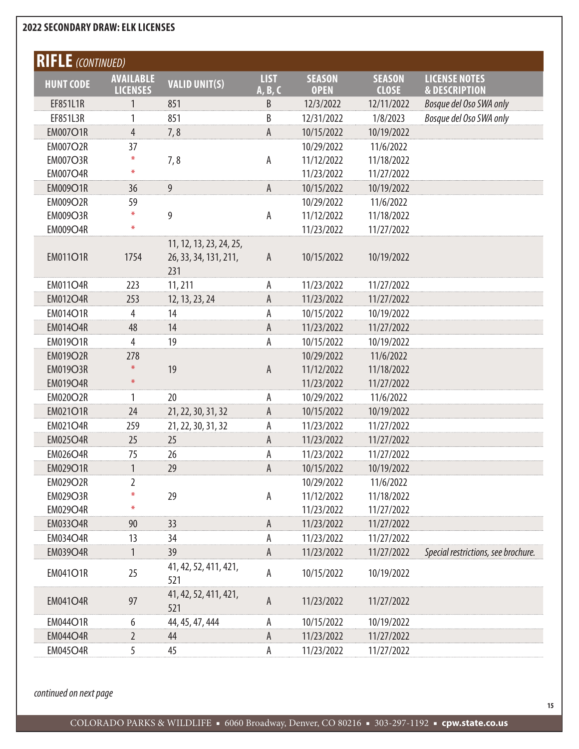## 2022 SECONDARY DRAW: ELK LICENSES

### RIFLE *(CONTINUED)*

| HUNT CODE | AVAILABLE LICENSES | VALID UNIT(S) | LIST A, B, C | SEASON OPEN | SEASON CLOSE | LICENSE NOTES & DESCRIPTION |
|---|---|---|---|---|---|---|
| EF851L1R | 1 | 851 | B | 12/3/2022 | 12/11/2022 | *Bosque del Oso SWA only* |
| EF851L3R | 1 | 851 | B | 12/31/2022 | 1/8/2023 | *Bosque del Oso SWA only* |
| EM007O1R | 4 | 7, 8 | A | 10/15/2022 | 10/19/2022 | |
| EM007O2R | 37 | 7, 8 | A | 10/29/2022 | 11/6/2022 | |
| EM007O3R | * | 7, 8 | A | 11/12/2022 | 11/18/2022 | |
| EM007O4R | * | 7, 8 | A | 11/23/2022 | 11/27/2022 | |
| EM009O1R | 36 | 9 | A | 10/15/2022 | 10/19/2022 | |
| EM009O2R | 59 | 9 | A | 10/29/2022 | 11/6/2022 | |
| EM009O3R | * | 9 | A | 11/12/2022 | 11/18/2022 | |
| EM009O4R | * | 9 | A | 11/23/2022 | 11/27/2022 | |
| EM011O1R | 1754 | 11, 12, 13, 23, 24, 25, 26, 33, 34, 131, 211, 231 | A | 10/15/2022 | 10/19/2022 | |
| EM011O4R | 223 | 11, 211 | A | 11/23/2022 | 11/27/2022 | |
| EM012O4R | 253 | 12, 13, 23, 24 | A | 11/23/2022 | 11/27/2022 | |
| EM014O1R | 4 | 14 | A | 10/15/2022 | 10/19/2022 | |
| EM014O4R | 48 | 14 | A | 11/23/2022 | 11/27/2022 | |
| EM019O1R | 4 | 19 | A | 10/15/2022 | 10/19/2022 | |
| EM019O2R | 278 | 19 | A | 10/29/2022 | 11/6/2022 | |
| EM019O3R | * | 19 | A | 11/12/2022 | 11/18/2022 | |
| EM019O4R | * | 19 | A | 11/23/2022 | 11/27/2022 | |
| EM020O2R | 1 | 20 | A | 10/29/2022 | 11/6/2022 | |
| EM021O1R | 24 | 21, 22, 30, 31, 32 | A | 10/15/2022 | 10/19/2022 | |
| EM021O4R | 259 | 21, 22, 30, 31, 32 | A | 11/23/2022 | 11/27/2022 | |
| EM025O4R | 25 | 25 | A | 11/23/2022 | 11/27/2022 | |
| EM026O4R | 75 | 26 | A | 11/23/2022 | 11/27/2022 | |
| EM029O1R | 1 | 29 | A | 10/15/2022 | 10/19/2022 | |
| EM029O2R | 2 | 29 | A | 10/29/2022 | 11/6/2022 | |
| EM029O3R | * | 29 | A | 11/12/2022 | 11/18/2022 | |
| EM029O4R | * | 29 | A | 11/23/2022 | 11/27/2022 | |
| EM033O4R | 90 | 33 | A | 11/23/2022 | 11/27/2022 | |
| EM034O4R | 13 | 34 | A | 11/23/2022 | 11/27/2022 | |
| EM039O4R | 1 | 39 | A | 11/23/2022 | 11/27/2022 | *Special restrictions, see brochure.* |
| EM041O1R | 25 | 41, 42, 52, 411, 421, 521 | A | 10/15/2022 | 10/19/2022 | |
| EM041O4R | 97 | 41, 42, 52, 411, 421, 521 | A | 11/23/2022 | 11/27/2022 | |
| EM044O1R | 6 | 44, 45, 47, 444 | A | 10/15/2022 | 10/19/2022 | |
| EM044O4R | 2 | 44 | A | 11/23/2022 | 11/27/2022 | |
| EM045O4R | 5 | 45 | A | 11/23/2022 | 11/27/2022 | |

*continued on next page*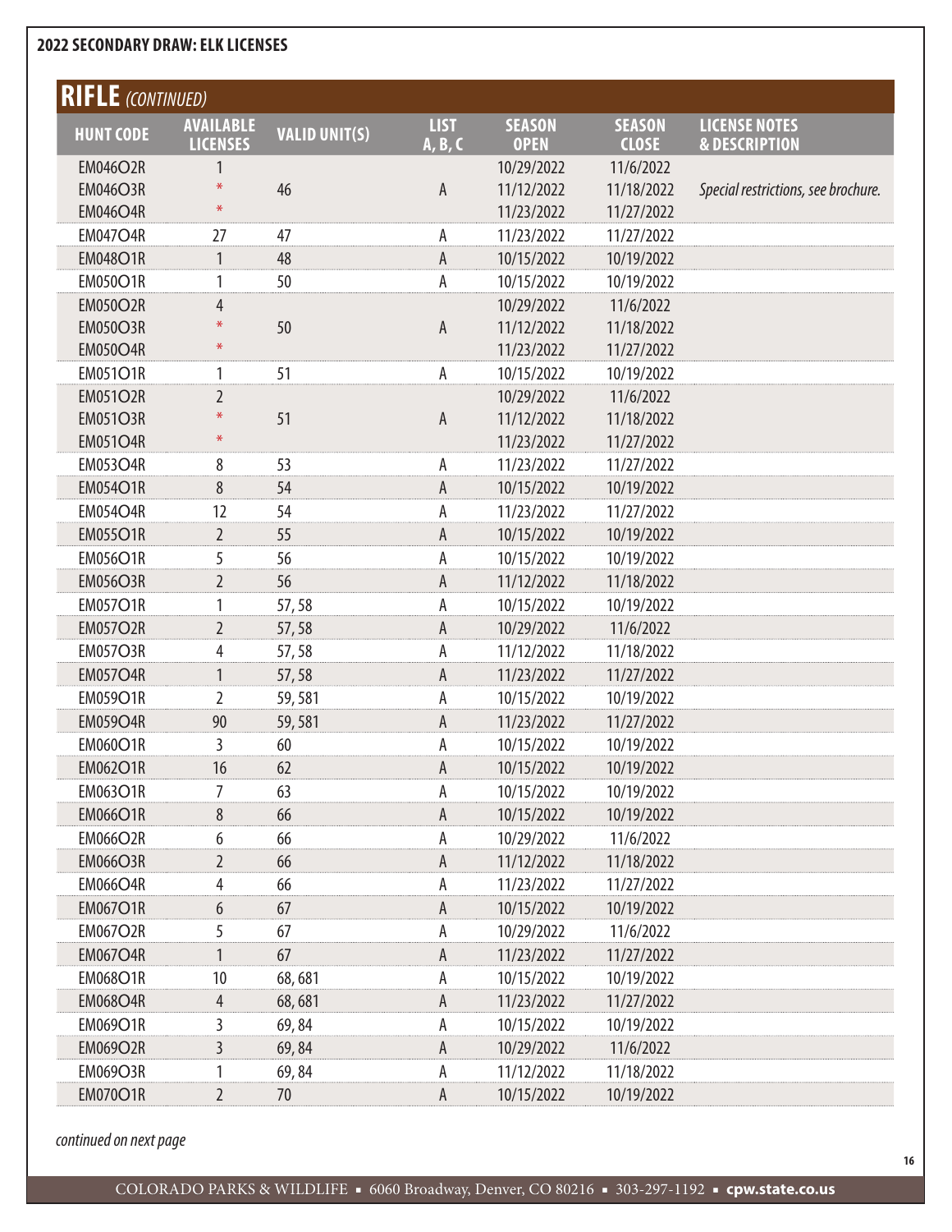## 2022 SECONDARY DRAW: ELK LICENSES

### RIFLE *(CONTINUED)*

| HUNT CODE | AVAILABLE LICENSES | VALID UNIT(S) | LIST A, B, C | SEASON OPEN | SEASON CLOSE | LICENSE NOTES & DESCRIPTION |
|---|---|---|---|---|---|---|
| EM046O2R | 1 | 46 | A | 10/29/2022 | 11/6/2022 | *Special restrictions, see brochure.* |
| EM046O3R | * | 46 | A | 11/12/2022 | 11/18/2022 | *Special restrictions, see brochure.* |
| EM046O4R | * | 46 | A | 11/23/2022 | 11/27/2022 | *Special restrictions, see brochure.* |
| EM047O4R | 27 | 47 | A | 11/23/2022 | 11/27/2022 | |
| EM048O1R | 1 | 48 | A | 10/15/2022 | 10/19/2022 | |
| EM050O1R | 1 | 50 | A | 10/15/2022 | 10/19/2022 | |
| EM050O2R | 4 | 50 | A | 10/29/2022 | 11/6/2022 | |
| EM050O3R | * | 50 | A | 11/12/2022 | 11/18/2022 | |
| EM050O4R | * | 50 | A | 11/23/2022 | 11/27/2022 | |
| EM051O1R | 1 | 51 | A | 10/15/2022 | 10/19/2022 | |
| EM051O2R | 2 | 51 | A | 10/29/2022 | 11/6/2022 | |
| EM051O3R | * | 51 | A | 11/12/2022 | 11/18/2022 | |
| EM051O4R | * | 51 | A | 11/23/2022 | 11/27/2022 | |
| EM053O4R | 8 | 53 | A | 11/23/2022 | 11/27/2022 | |
| EM054O1R | 8 | 54 | A | 10/15/2022 | 10/19/2022 | |
| EM054O4R | 12 | 54 | A | 11/23/2022 | 11/27/2022 | |
| EM055O1R | 2 | 55 | A | 10/15/2022 | 10/19/2022 | |
| EM056O1R | 5 | 56 | A | 10/15/2022 | 10/19/2022 | |
| EM056O3R | 2 | 56 | A | 11/12/2022 | 11/18/2022 | |
| EM057O1R | 1 | 57, 58 | A | 10/15/2022 | 10/19/2022 | |
| EM057O2R | 2 | 57, 58 | A | 10/29/2022 | 11/6/2022 | |
| EM057O3R | 4 | 57, 58 | A | 11/12/2022 | 11/18/2022 | |
| EM057O4R | 1 | 57, 58 | A | 11/23/2022 | 11/27/2022 | |
| EM059O1R | 2 | 59, 581 | A | 10/15/2022 | 10/19/2022 | |
| EM059O4R | 90 | 59, 581 | A | 11/23/2022 | 11/27/2022 | |
| EM060O1R | 3 | 60 | A | 10/15/2022 | 10/19/2022 | |
| EM062O1R | 16 | 62 | A | 10/15/2022 | 10/19/2022 | |
| EM063O1R | 7 | 63 | A | 10/15/2022 | 10/19/2022 | |
| EM066O1R | 8 | 66 | A | 10/15/2022 | 10/19/2022 | |
| EM066O2R | 6 | 66 | A | 10/29/2022 | 11/6/2022 | |
| EM066O3R | 2 | 66 | A | 11/12/2022 | 11/18/2022 | |
| EM066O4R | 4 | 66 | A | 11/23/2022 | 11/27/2022 | |
| EM067O1R | 6 | 67 | A | 10/15/2022 | 10/19/2022 | |
| EM067O2R | 5 | 67 | A | 10/29/2022 | 11/6/2022 | |
| EM067O4R | 1 | 67 | A | 11/23/2022 | 11/27/2022 | |
| EM068O1R | 10 | 68, 681 | A | 10/15/2022 | 10/19/2022 | |
| EM068O4R | 4 | 68, 681 | A | 11/23/2022 | 11/27/2022 | |
| EM069O1R | 3 | 69, 84 | A | 10/15/2022 | 10/19/2022 | |
| EM069O2R | 3 | 69, 84 | A | 10/29/2022 | 11/6/2022 | |
| EM069O3R | 1 | 69, 84 | A | 11/12/2022 | 11/18/2022 | |
| EM070O1R | 2 | 70 | A | 10/15/2022 | 10/19/2022 | |

*continued on next page*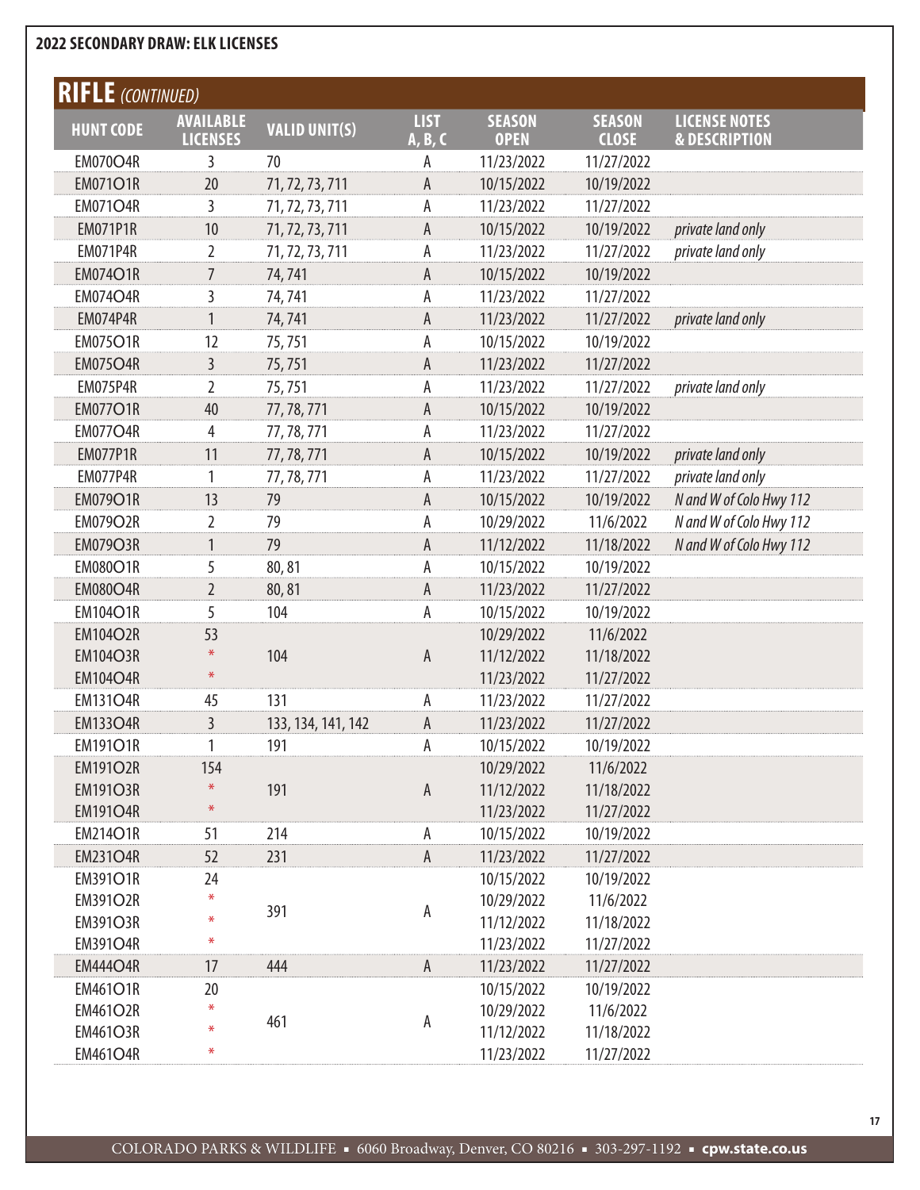## 2022 SECONDARY DRAW: ELK LICENSES

### RIFLE *(CONTINUED)*

| HUNT CODE | AVAILABLE LICENSES | VALID UNIT(S) | LIST A, B, C | SEASON OPEN | SEASON CLOSE | LICENSE NOTES & DESCRIPTION |
|---|---|---|---|---|---|---|
| EM070O4R | 3 | 70 | A | 11/23/2022 | 11/27/2022 | |
| EM071O1R | 20 | 71, 72, 73, 711 | A | 10/15/2022 | 10/19/2022 | |
| EM071O4R | 3 | 71, 72, 73, 711 | A | 11/23/2022 | 11/27/2022 | |
| EM071P1R | 10 | 71, 72, 73, 711 | A | 10/15/2022 | 10/19/2022 | *private land only* |
| EM071P4R | 2 | 71, 72, 73, 711 | A | 11/23/2022 | 11/27/2022 | *private land only* |
| EM074O1R | 7 | 74, 741 | A | 10/15/2022 | 10/19/2022 | |
| EM074O4R | 3 | 74, 741 | A | 11/23/2022 | 11/27/2022 | |
| EM074P4R | 1 | 74, 741 | A | 11/23/2022 | 11/27/2022 | *private land only* |
| EM075O1R | 12 | 75, 751 | A | 10/15/2022 | 10/19/2022 | |
| EM075O4R | 3 | 75, 751 | A | 11/23/2022 | 11/27/2022 | |
| EM075P4R | 2 | 75, 751 | A | 11/23/2022 | 11/27/2022 | *private land only* |
| EM077O1R | 40 | 77, 78, 771 | A | 10/15/2022 | 10/19/2022 | |
| EM077O4R | 4 | 77, 78, 771 | A | 11/23/2022 | 11/27/2022 | |
| EM077P1R | 11 | 77, 78, 771 | A | 10/15/2022 | 10/19/2022 | *private land only* |
| EM077P4R | 1 | 77, 78, 771 | A | 11/23/2022 | 11/27/2022 | *private land only* |
| EM079O1R | 13 | 79 | A | 10/15/2022 | 10/19/2022 | *N and W of Colo Hwy 112* |
| EM079O2R | 2 | 79 | A | 10/29/2022 | 11/6/2022 | *N and W of Colo Hwy 112* |
| EM079O3R | 1 | 79 | A | 11/12/2022 | 11/18/2022 | *N and W of Colo Hwy 112* |
| EM080O1R | 5 | 80, 81 | A | 10/15/2022 | 10/19/2022 | |
| EM080O4R | 2 | 80, 81 | A | 11/23/2022 | 11/27/2022 | |
| EM104O1R | 5 | 104 | A | 10/15/2022 | 10/19/2022 | |
| EM104O2R | 53 | 104 | A | 10/29/2022 | 11/6/2022 | |
| EM104O3R | * | 104 | A | 11/12/2022 | 11/18/2022 | |
| EM104O4R | * | 104 | A | 11/23/2022 | 11/27/2022 | |
| EM131O4R | 45 | 131 | A | 11/23/2022 | 11/27/2022 | |
| EM133O4R | 3 | 133, 134, 141, 142 | A | 11/23/2022 | 11/27/2022 | |
| EM191O1R | 1 | 191 | A | 10/15/2022 | 10/19/2022 | |
| EM191O2R | 154 | 191 | A | 10/29/2022 | 11/6/2022 | |
| EM191O3R | * | 191 | A | 11/12/2022 | 11/18/2022 | |
| EM191O4R | * | 191 | A | 11/23/2022 | 11/27/2022 | |
| EM214O1R | 51 | 214 | A | 10/15/2022 | 10/19/2022 | |
| EM231O4R | 52 | 231 | A | 11/23/2022 | 11/27/2022 | |
| EM391O1R | 24 | 391 | A | 10/15/2022 | 10/19/2022 | |
| EM391O2R | * | 391 | A | 10/29/2022 | 11/6/2022 | |
| EM391O3R | * | 391 | A | 11/12/2022 | 11/18/2022 | |
| EM391O4R | * | 391 | A | 11/23/2022 | 11/27/2022 | |
| EM444O4R | 17 | 444 | A | 11/23/2022 | 11/27/2022 | |
| EM461O1R | 20 | 461 | A | 10/15/2022 | 10/19/2022 | |
| EM461O2R | * | 461 | A | 10/29/2022 | 11/6/2022 | |
| EM461O3R | * | 461 | A | 11/12/2022 | 11/18/2022 | |
| EM461O4R | * | 461 | A | 11/23/2022 | 11/27/2022 | |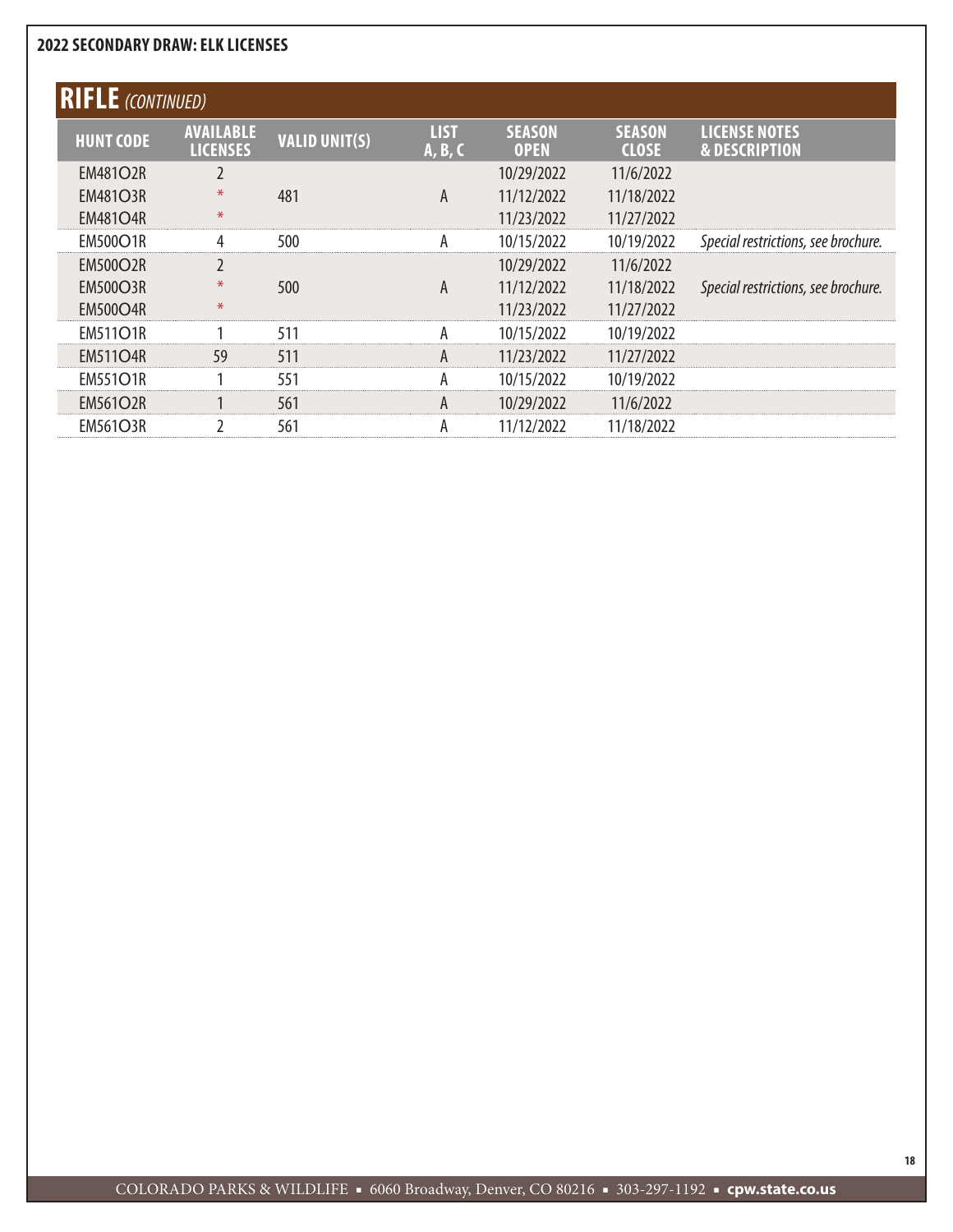**2022 SECONDARY DRAW: ELK LICENSES**

## RIFLE *(CONTINUED)*

| HUNT CODE | AVAILABLE LICENSES | VALID UNIT(S) | LIST A, B, C | SEASON OPEN | SEASON CLOSE | LICENSE NOTES & DESCRIPTION |
|---|---|---|---|---|---|---|
| EM481O2R | 2 | 481 | A | 10/29/2022 | 11/6/2022 | |
| EM481O3R | * | 481 | A | 11/12/2022 | 11/18/2022 | |
| EM481O4R | * | 481 | A | 11/23/2022 | 11/27/2022 | |
| EM500O1R | 4 | 500 | A | 10/15/2022 | 10/19/2022 | *Special restrictions, see brochure.* |
| EM500O2R | 2 | 500 | A | 10/29/2022 | 11/6/2022 | *Special restrictions, see brochure.* |
| EM500O3R | * | 500 | A | 11/12/2022 | 11/18/2022 | *Special restrictions, see brochure.* |
| EM500O4R | * | 500 | A | 11/23/2022 | 11/27/2022 | *Special restrictions, see brochure.* |
| EM511O1R | 1 | 511 | A | 10/15/2022 | 10/19/2022 | |
| EM511O4R | 59 | 511 | A | 11/23/2022 | 11/27/2022 | |
| EM551O1R | 1 | 551 | A | 10/15/2022 | 10/19/2022 | |
| EM561O2R | 1 | 561 | A | 10/29/2022 | 11/6/2022 | |
| EM561O3R | 2 | 561 | A | 11/12/2022 | 11/18/2022 | |

COLORADO PARKS & WILDLIFE ▪ 6060 Broadway, Denver, CO 80216 ▪ 303-297-1192 ▪ **cpw.state.co.us**